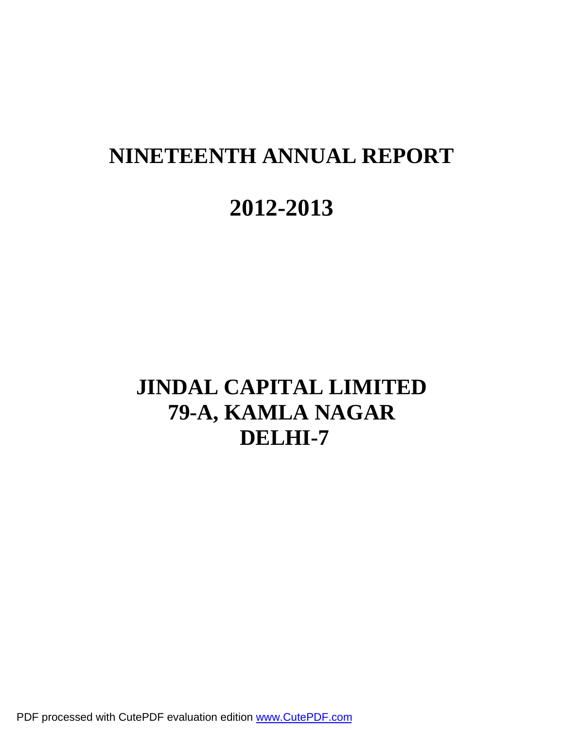# NINETEENTH ANNUAL REPORT

# 2012-2013

# JINDAL CAPITAL LIMITED
# 79-A, KAMLA NAGAR
# DELHI-7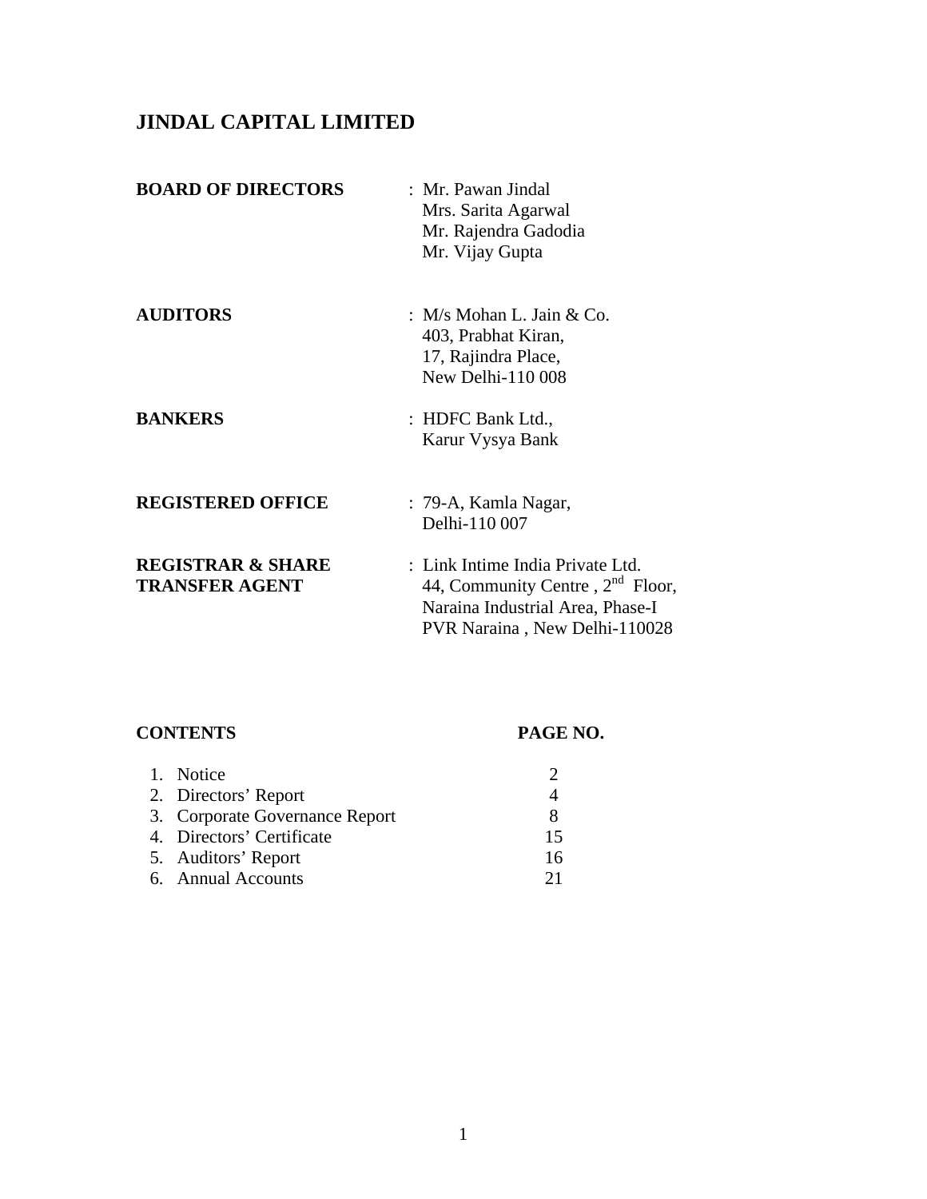# JINDAL CAPITAL LIMITED

| | |
|---|---|
| **BOARD OF DIRECTORS** | : Mr. Pawan Jindal<br>Mrs. Sarita Agarwal<br>Mr. Rajendra Gadodia<br>Mr. Vijay Gupta |
| **AUDITORS** | : M/s Mohan L. Jain & Co.<br>403, Prabhat Kiran,<br>17, Rajindra Place,<br>New Delhi-110 008 |
| **BANKERS** | : HDFC Bank Ltd.,<br>Karur Vysya Bank |
| **REGISTERED OFFICE** | : 79-A, Kamla Nagar,<br>Delhi-110 007 |
| **REGISTRAR & SHARE TRANSFER AGENT** | : Link Intime India Private Ltd.<br>44, Community Centre , 2nd Floor,<br>Naraina Industrial Area, Phase-I<br>PVR Naraina , New Delhi-110028 |

| **CONTENTS** | **PAGE NO.** |
|---|---|
| 1. Notice | 2 |
| 2. Directors' Report | 4 |
| 3. Corporate Governance Report | 8 |
| 4. Directors' Certificate | 15 |
| 5. Auditors' Report | 16 |
| 6. Annual Accounts | 21 |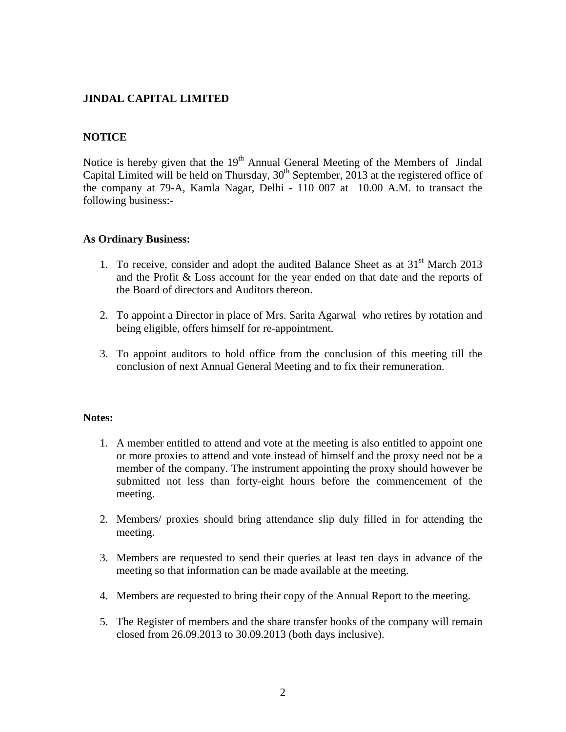# JINDAL CAPITAL LIMITED

## NOTICE

Notice is hereby given that the 19th Annual General Meeting of the Members of Jindal Capital Limited will be held on Thursday, 30th September, 2013 at the registered office of the company at 79-A, Kamla Nagar, Delhi - 110 007 at 10.00 A.M. to transact the following business:-

**As Ordinary Business:**

1. To receive, consider and adopt the audited Balance Sheet as at 31st March 2013 and the Profit & Loss account for the year ended on that date and the reports of the Board of directors and Auditors thereon.

2. To appoint a Director in place of Mrs. Sarita Agarwal who retires by rotation and being eligible, offers himself for re-appointment.

3. To appoint auditors to hold office from the conclusion of this meeting till the conclusion of next Annual General Meeting and to fix their remuneration.

**Notes:**

1. A member entitled to attend and vote at the meeting is also entitled to appoint one or more proxies to attend and vote instead of himself and the proxy need not be a member of the company. The instrument appointing the proxy should however be submitted not less than forty-eight hours before the commencement of the meeting.

2. Members/ proxies should bring attendance slip duly filled in for attending the meeting.

3. Members are requested to send their queries at least ten days in advance of the meeting so that information can be made available at the meeting.

4. Members are requested to bring their copy of the Annual Report to the meeting.

5. The Register of members and the share transfer books of the company will remain closed from 26.09.2013 to 30.09.2013 (both days inclusive).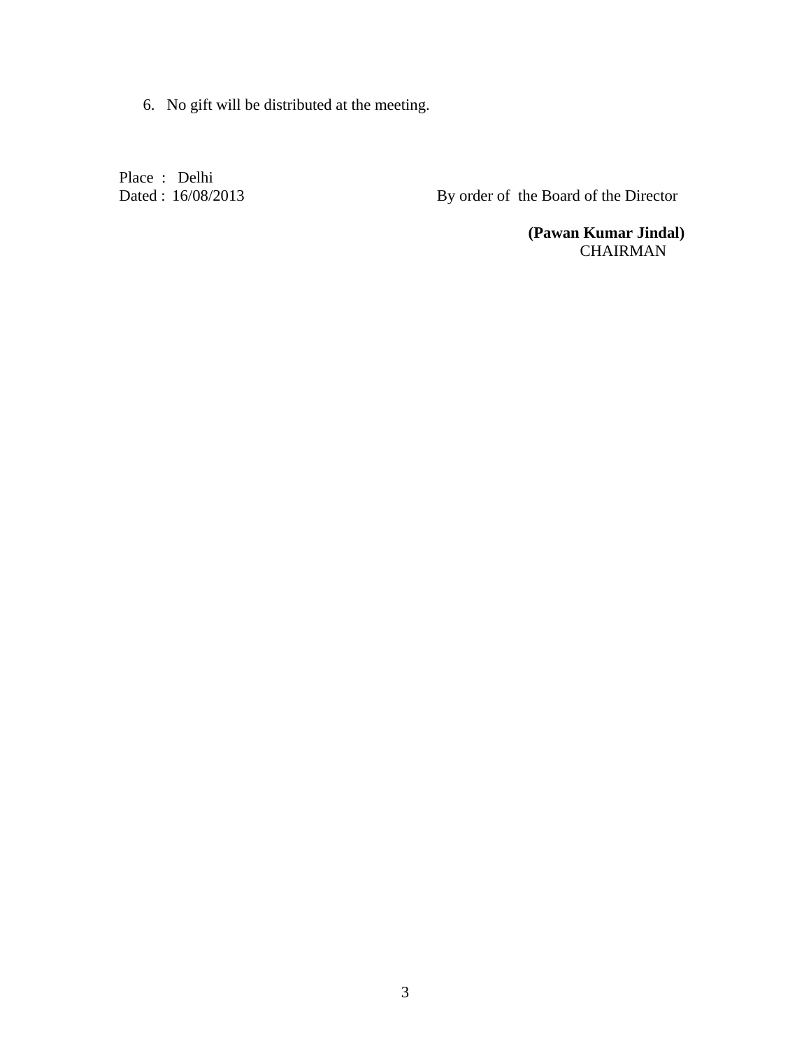6. No gift will be distributed at the meeting.

Place : Delhi
Dated : 16/08/2013

By order of the Board of the Director

**(Pawan Kumar Jindal)**
CHAIRMAN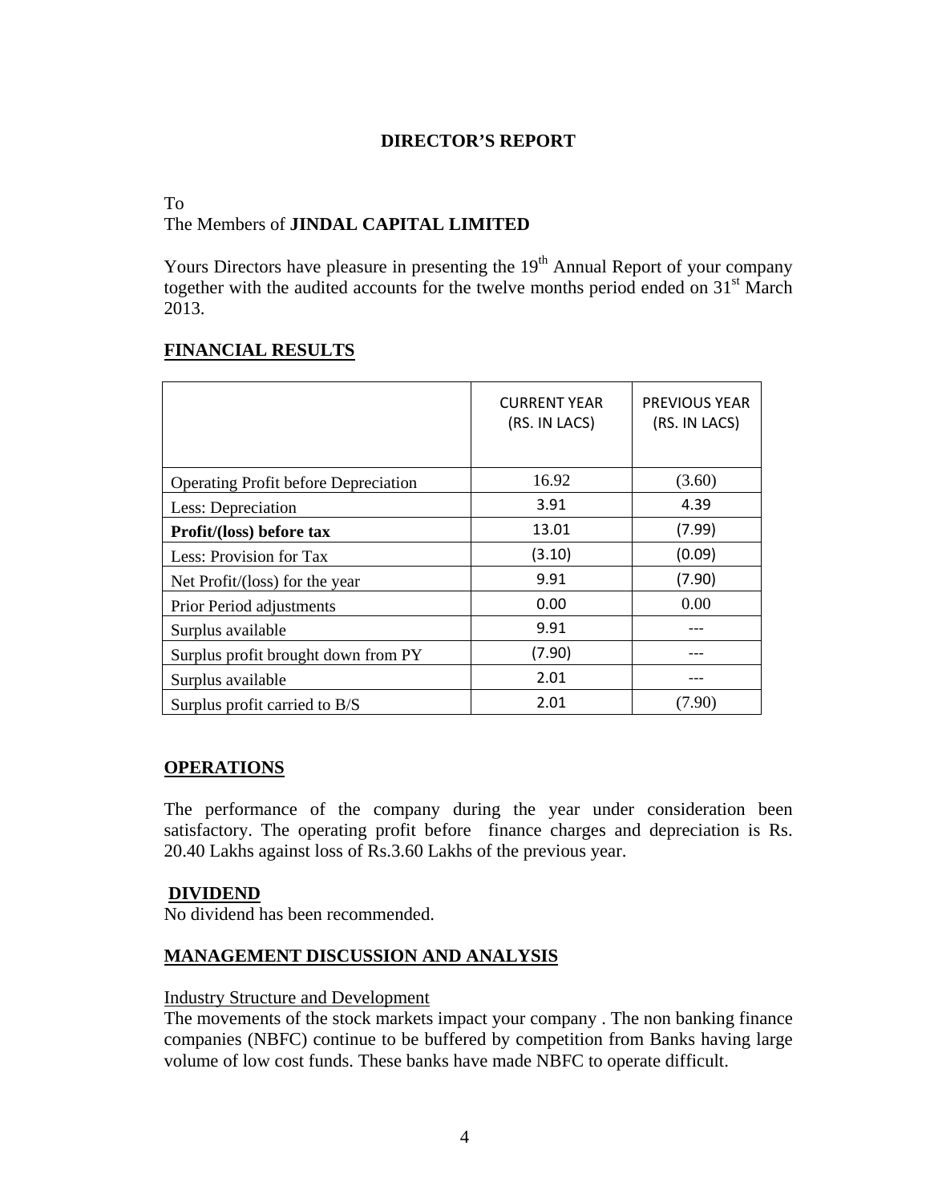# DIRECTOR'S REPORT

To
The Members of **JINDAL CAPITAL LIMITED**

Yours Directors have pleasure in presenting the 19th Annual Report of your company together with the audited accounts for the twelve months period ended on 31st March 2013.

## FINANCIAL RESULTS

| | CURRENT YEAR (RS. IN LACS) | PREVIOUS YEAR (RS. IN LACS) |
|---|---|---|
| Operating Profit before Depreciation | 16.92 | (3.60) |
| Less: Depreciation | 3.91 | 4.39 |
| **Profit/(loss) before tax** | 13.01 | (7.99) |
| Less: Provision for Tax | (3.10) | (0.09) |
| Net Profit/(loss) for the year | 9.91 | (7.90) |
| Prior Period adjustments | 0.00 | 0.00 |
| Surplus available | 9.91 | --- |
| Surplus profit brought down from PY | (7.90) | --- |
| Surplus available | 2.01 | --- |
| Surplus profit carried to B/S | 2.01 | (7.90) |

## OPERATIONS

The performance of the company during the year under consideration been satisfactory. The operating profit before finance charges and depreciation is Rs. 20.40 Lakhs against loss of Rs.3.60 Lakhs of the previous year.

## DIVIDEND

No dividend has been recommended.

## MANAGEMENT DISCUSSION AND ANALYSIS

Industry Structure and Development

The movements of the stock markets impact your company . The non banking finance companies (NBFC) continue to be buffered by competition from Banks having large volume of low cost funds. These banks have made NBFC to operate difficult.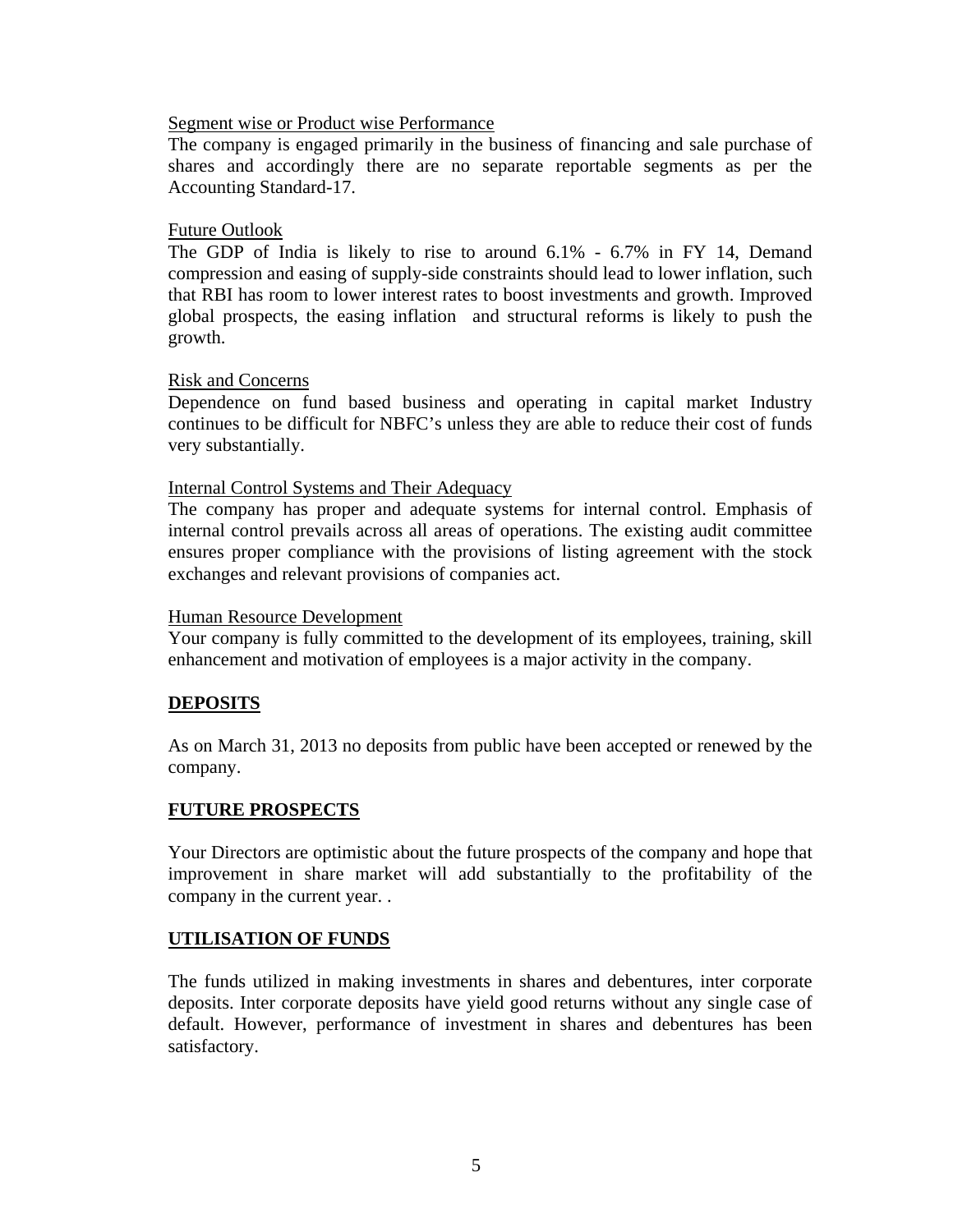Segment wise or Product wise Performance

The company is engaged primarily in the business of financing and sale purchase of shares and accordingly there are no separate reportable segments as per the Accounting Standard-17.

Future Outlook

The GDP of India is likely to rise to around 6.1% - 6.7% in FY 14, Demand compression and easing of supply-side constraints should lead to lower inflation, such that RBI has room to lower interest rates to boost investments and growth. Improved global prospects, the easing inflation and structural reforms is likely to push the growth.

Risk and Concerns

Dependence on fund based business and operating in capital market Industry continues to be difficult for NBFC's unless they are able to reduce their cost of funds very substantially.

Internal Control Systems and Their Adequacy

The company has proper and adequate systems for internal control. Emphasis of internal control prevails across all areas of operations. The existing audit committee ensures proper compliance with the provisions of listing agreement with the stock exchanges and relevant provisions of companies act.

Human Resource Development

Your company is fully committed to the development of its employees, training, skill enhancement and motivation of employees is a major activity in the company.

## DEPOSITS

As on March 31, 2013 no deposits from public have been accepted or renewed by the company.

## FUTURE PROSPECTS

Your Directors are optimistic about the future prospects of the company and hope that improvement in share market will add substantially to the profitability of the company in the current year. .

## UTILISATION OF FUNDS

The funds utilized in making investments in shares and debentures, inter corporate deposits. Inter corporate deposits have yield good returns without any single case of default. However, performance of investment in shares and debentures has been satisfactory.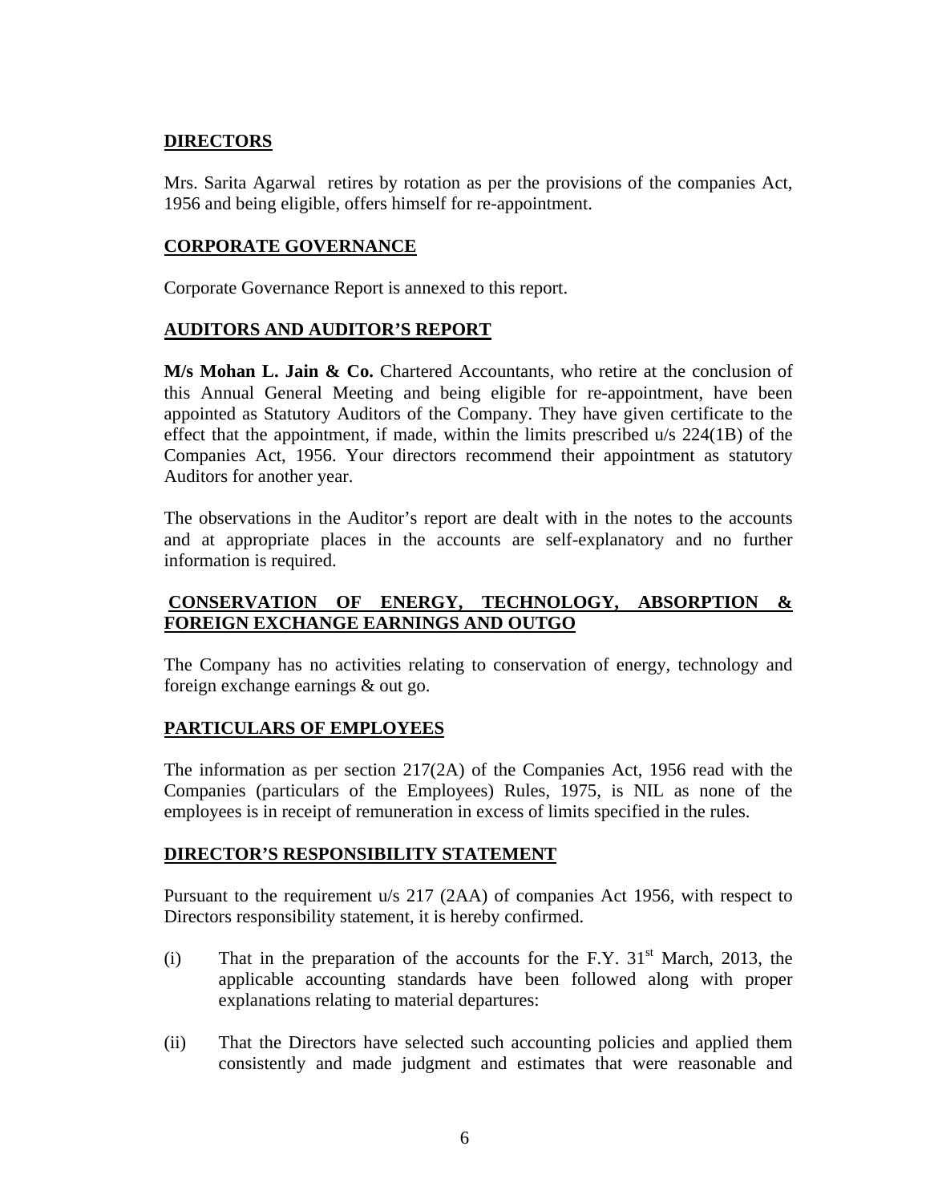## DIRECTORS

Mrs. Sarita Agarwal retires by rotation as per the provisions of the companies Act, 1956 and being eligible, offers himself for re-appointment.

## CORPORATE GOVERNANCE

Corporate Governance Report is annexed to this report.

## AUDITORS AND AUDITOR'S REPORT

**M/s Mohan L. Jain & Co.** Chartered Accountants, who retire at the conclusion of this Annual General Meeting and being eligible for re-appointment, have been appointed as Statutory Auditors of the Company. They have given certificate to the effect that the appointment, if made, within the limits prescribed u/s 224(1B) of the Companies Act, 1956. Your directors recommend their appointment as statutory Auditors for another year.

The observations in the Auditor's report are dealt with in the notes to the accounts and at appropriate places in the accounts are self-explanatory and no further information is required.

## CONSERVATION OF ENERGY, TECHNOLOGY, ABSORPTION & FOREIGN EXCHANGE EARNINGS AND OUTGO

The Company has no activities relating to conservation of energy, technology and foreign exchange earnings & out go.

## PARTICULARS OF EMPLOYEES

The information as per section 217(2A) of the Companies Act, 1956 read with the Companies (particulars of the Employees) Rules, 1975, is NIL as none of the employees is in receipt of remuneration in excess of limits specified in the rules.

## DIRECTOR'S RESPONSIBILITY STATEMENT

Pursuant to the requirement u/s 217 (2AA) of companies Act 1956, with respect to Directors responsibility statement, it is hereby confirmed.

(i) That in the preparation of the accounts for the F.Y. 31st March, 2013, the applicable accounting standards have been followed along with proper explanations relating to material departures:

(ii) That the Directors have selected such accounting policies and applied them consistently and made judgment and estimates that were reasonable and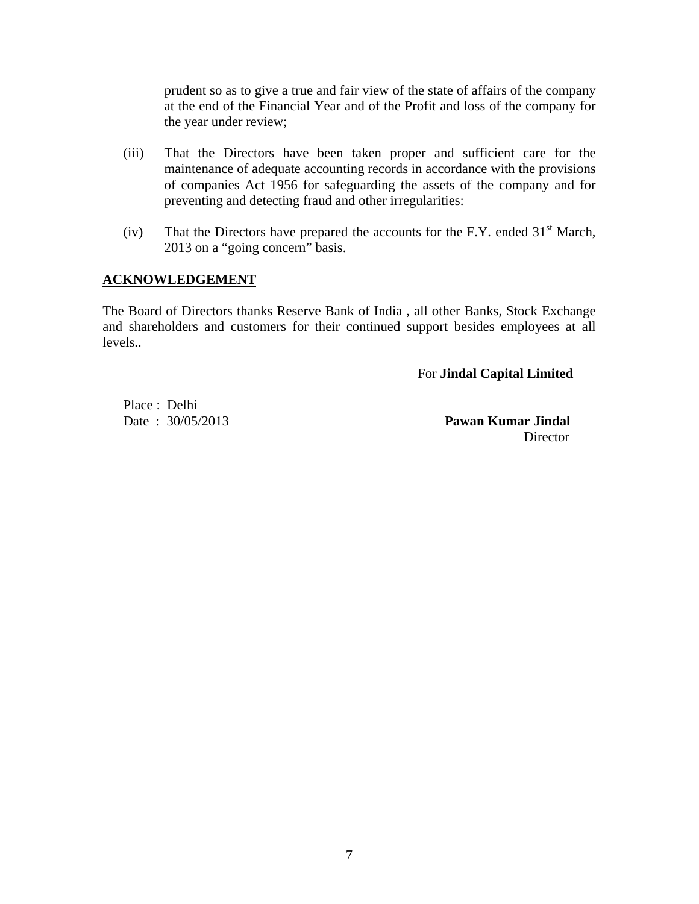prudent so as to give a true and fair view of the state of affairs of the company at the end of the Financial Year and of the Profit and loss of the company for the year under review;

(iii) That the Directors have been taken proper and sufficient care for the maintenance of adequate accounting records in accordance with the provisions of companies Act 1956 for safeguarding the assets of the company and for preventing and detecting fraud and other irregularities:

(iv) That the Directors have prepared the accounts for the F.Y. ended 31st March, 2013 on a "going concern" basis.

## ACKNOWLEDGEMENT

The Board of Directors thanks Reserve Bank of India , all other Banks, Stock Exchange and shareholders and customers for their continued support besides employees at all levels..

For **Jindal Capital Limited**

Place : Delhi
Date : 30/05/2013

**Pawan Kumar Jindal**
Director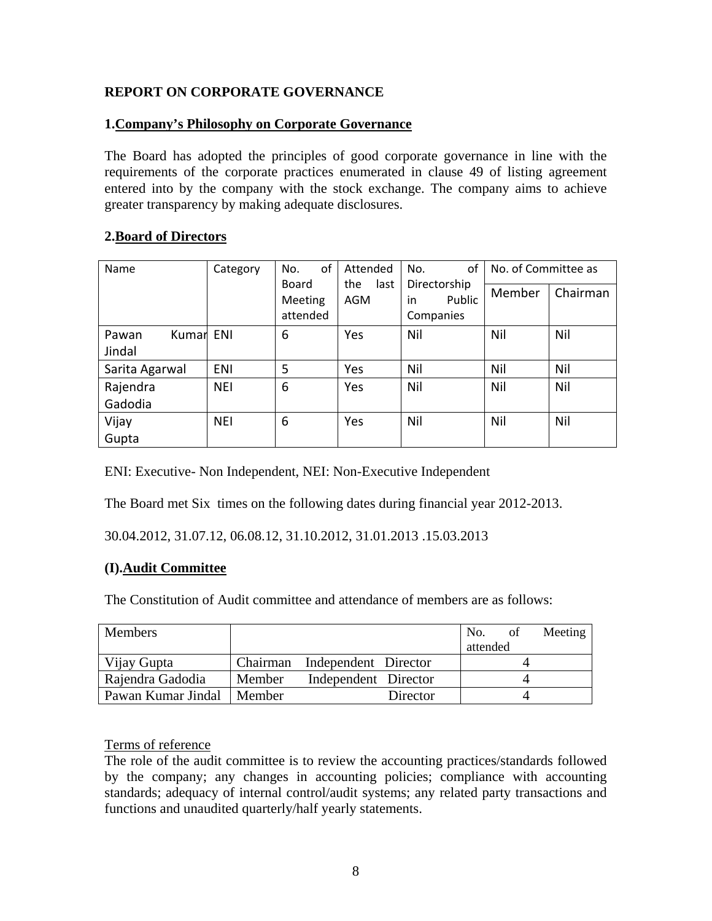# REPORT ON CORPORATE GOVERNANCE

## 1.Company's Philosophy on Corporate Governance

The Board has adopted the principles of good corporate governance in line with the requirements of the corporate practices enumerated in clause 49 of listing agreement entered into by the company with the stock exchange. The company aims to achieve greater transparency by making adequate disclosures.

## 2.Board of Directors

| Name | Category | No. of Board Meeting attended | Attended the last AGM | No. of Directorship in Public Companies | No. of Committee as | |
|---|---|---|---|---|---|---|
| | | | | | Member | Chairman |
| Pawan Kumar Jindal | ENI | 6 | Yes | Nil | Nil | Nil |
| Sarita Agarwal | ENI | 5 | Yes | Nil | Nil | Nil |
| Rajendra Gadodia | NEI | 6 | Yes | Nil | Nil | Nil |
| Vijay Gupta | NEI | 6 | Yes | Nil | Nil | Nil |

ENI: Executive- Non Independent, NEI: Non-Executive Independent

The Board met Six times on the following dates during financial year 2012-2013.

30.04.2012, 31.07.12, 06.08.12, 31.10.2012, 31.01.2013 .15.03.2013

### (I).Audit Committee

The Constitution of Audit committee and attendance of members are as follows:

| Members | | No. of Meeting attended |
|---|---|---|
| Vijay Gupta | Chairman Independent Director | 4 |
| Rajendra Gadodia | Member Independent Director | 4 |
| Pawan Kumar Jindal | Member Director | 4 |

Terms of reference

The role of the audit committee is to review the accounting practices/standards followed by the company; any changes in accounting policies; compliance with accounting standards; adequacy of internal control/audit systems; any related party transactions and functions and unaudited quarterly/half yearly statements.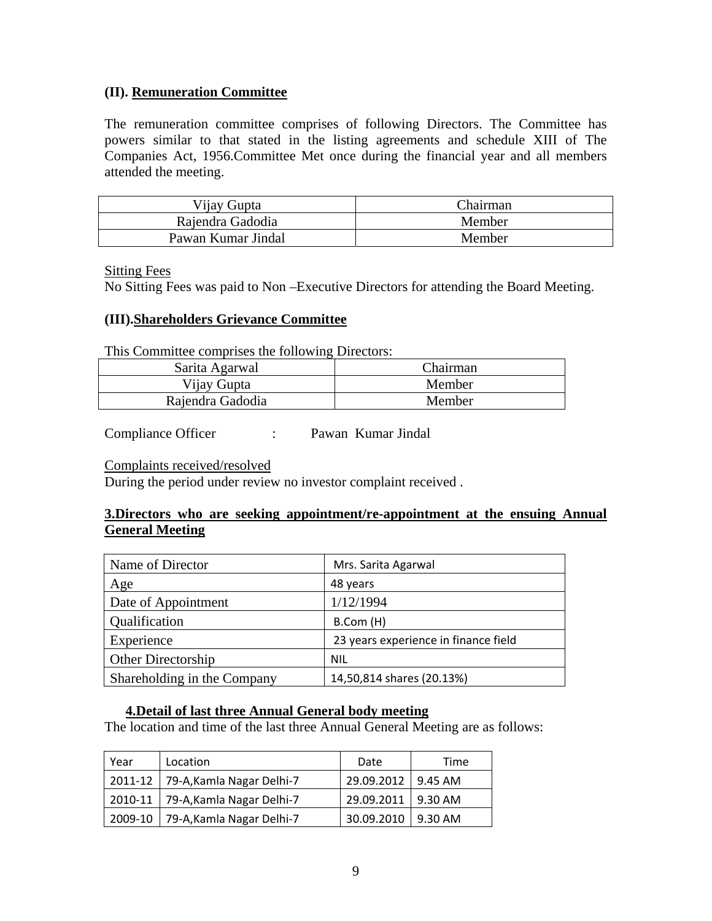### (II). Remuneration Committee

The remuneration committee comprises of following Directors. The Committee has powers similar to that stated in the listing agreements and schedule XIII of The Companies Act, 1956.Committee Met once during the financial year and all members attended the meeting.

| Vijay Gupta | Chairman |
|---|---|
| Rajendra Gadodia | Member |
| Pawan Kumar Jindal | Member |

Sitting Fees

No Sitting Fees was paid to Non –Executive Directors for attending the Board Meeting.

### (III).Shareholders Grievance Committee

This Committee comprises the following Directors:

| Sarita Agarwal | Chairman |
|---|---|
| Vijay Gupta | Member |
| Rajendra Gadodia | Member |

Compliance Officer : Pawan Kumar Jindal

Complaints received/resolved

During the period under review no investor complaint received .

### 3.Directors who are seeking appointment/re-appointment at the ensuing Annual General Meeting

| Name of Director | Mrs. Sarita Agarwal |
|---|---|
| Age | 48 years |
| Date of Appointment | 1/12/1994 |
| Qualification | B.Com (H) |
| Experience | 23 years experience in finance field |
| Other Directorship | NIL |
| Shareholding in the Company | 14,50,814 shares (20.13%) |

### 4.Detail of last three Annual General body meeting

The location and time of the last three Annual General Meeting are as follows:

| Year | Location | Date | Time |
|---|---|---|---|
| 2011-12 | 79-A,Kamla Nagar Delhi-7 | 29.09.2012 | 9.45 AM |
| 2010-11 | 79-A,Kamla Nagar Delhi-7 | 29.09.2011 | 9.30 AM |
| 2009-10 | 79-A,Kamla Nagar Delhi-7 | 30.09.2010 | 9.30 AM |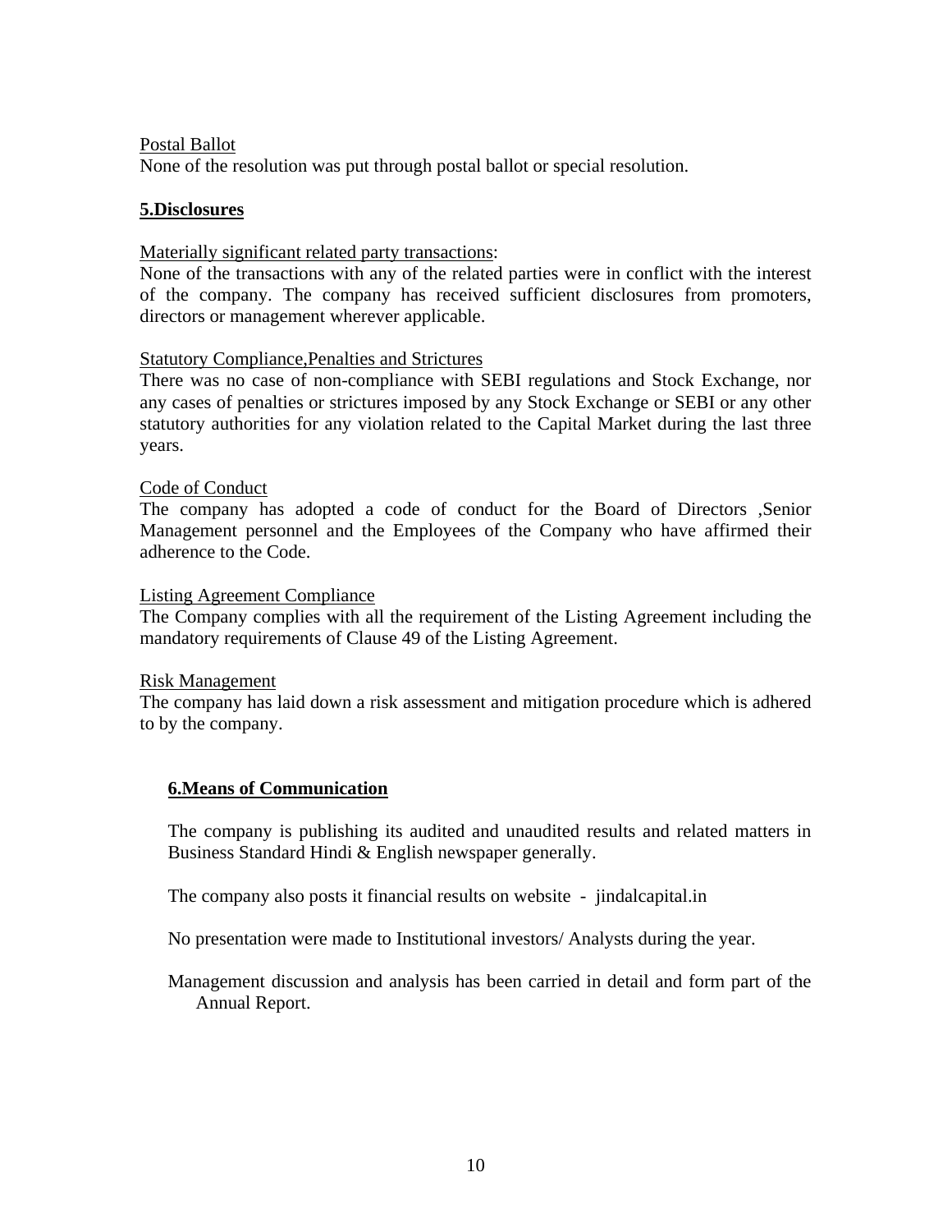Postal Ballot

None of the resolution was put through postal ballot or special resolution.

## 5.Disclosures

Materially significant related party transactions:

None of the transactions with any of the related parties were in conflict with the interest of the company. The company has received sufficient disclosures from promoters, directors or management wherever applicable.

Statutory Compliance,Penalties and Strictures

There was no case of non-compliance with SEBI regulations and Stock Exchange, nor any cases of penalties or strictures imposed by any Stock Exchange or SEBI or any other statutory authorities for any violation related to the Capital Market during the last three years.

Code of Conduct

The company has adopted a code of conduct for the Board of Directors ,Senior Management personnel and the Employees of the Company who have affirmed their adherence to the Code.

Listing Agreement Compliance

The Company complies with all the requirement of the Listing Agreement including the mandatory requirements of Clause 49 of the Listing Agreement.

Risk Management

The company has laid down a risk assessment and mitigation procedure which is adhered to by the company.

## 6.Means of Communication

The company is publishing its audited and unaudited results and related matters in Business Standard Hindi & English newspaper generally.

The company also posts it financial results on website - jindalcapital.in

No presentation were made to Institutional investors/ Analysts during the year.

Management discussion and analysis has been carried in detail and form part of the Annual Report.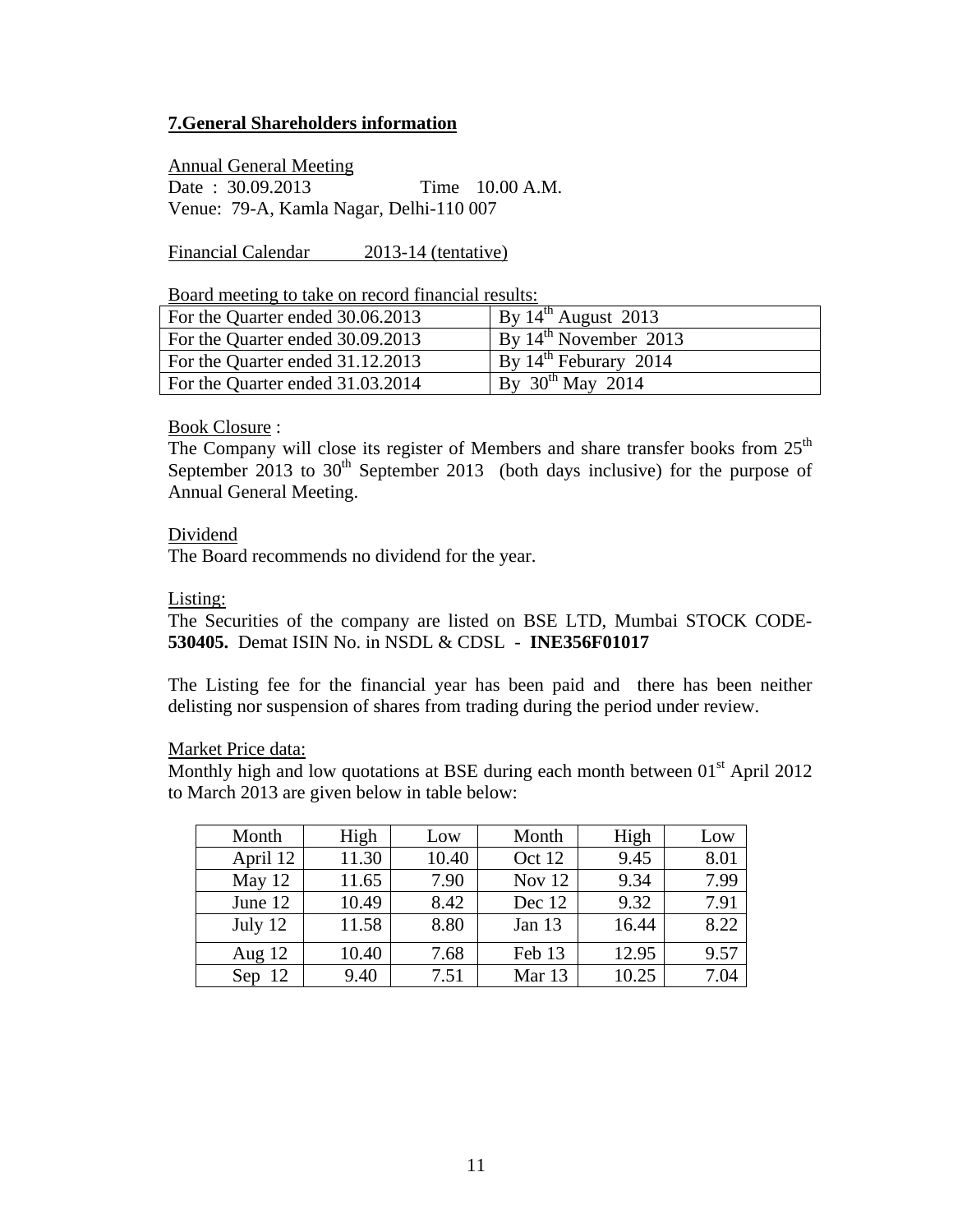## 7.General Shareholders information

Annual General Meeting

Date : 30.09.2013 Time 10.00 A.M.

Venue: 79-A, Kamla Nagar, Delhi-110 007

Financial Calendar 2013-14 (tentative)

Board meeting to take on record financial results:

| For the Quarter ended 30.06.2013 | By 14th August 2013 |
|---|---|
| For the Quarter ended 30.09.2013 | By 14th November 2013 |
| For the Quarter ended 31.12.2013 | By 14th Feburary 2014 |
| For the Quarter ended 31.03.2014 | By 30th May 2014 |

Book Closure :

The Company will close its register of Members and share transfer books from 25th September 2013 to 30th September 2013 (both days inclusive) for the purpose of Annual General Meeting.

Dividend

The Board recommends no dividend for the year.

Listing:

The Securities of the company are listed on BSE LTD, Mumbai STOCK CODE- **530405.** Demat ISIN No. in NSDL & CDSL - **INE356F01017**

The Listing fee for the financial year has been paid and there has been neither delisting nor suspension of shares from trading during the period under review.

Market Price data:

Monthly high and low quotations at BSE during each month between 01st April 2012 to March 2013 are given below in table below:

| Month | High | Low | Month | High | Low |
|---|---|---|---|---|---|
| April 12 | 11.30 | 10.40 | Oct 12 | 9.45 | 8.01 |
| May 12 | 11.65 | 7.90 | Nov 12 | 9.34 | 7.99 |
| June 12 | 10.49 | 8.42 | Dec 12 | 9.32 | 7.91 |
| July 12 | 11.58 | 8.80 | Jan 13 | 16.44 | 8.22 |
| Aug 12 | 10.40 | 7.68 | Feb 13 | 12.95 | 9.57 |
| Sep 12 | 9.40 | 7.51 | Mar 13 | 10.25 | 7.04 |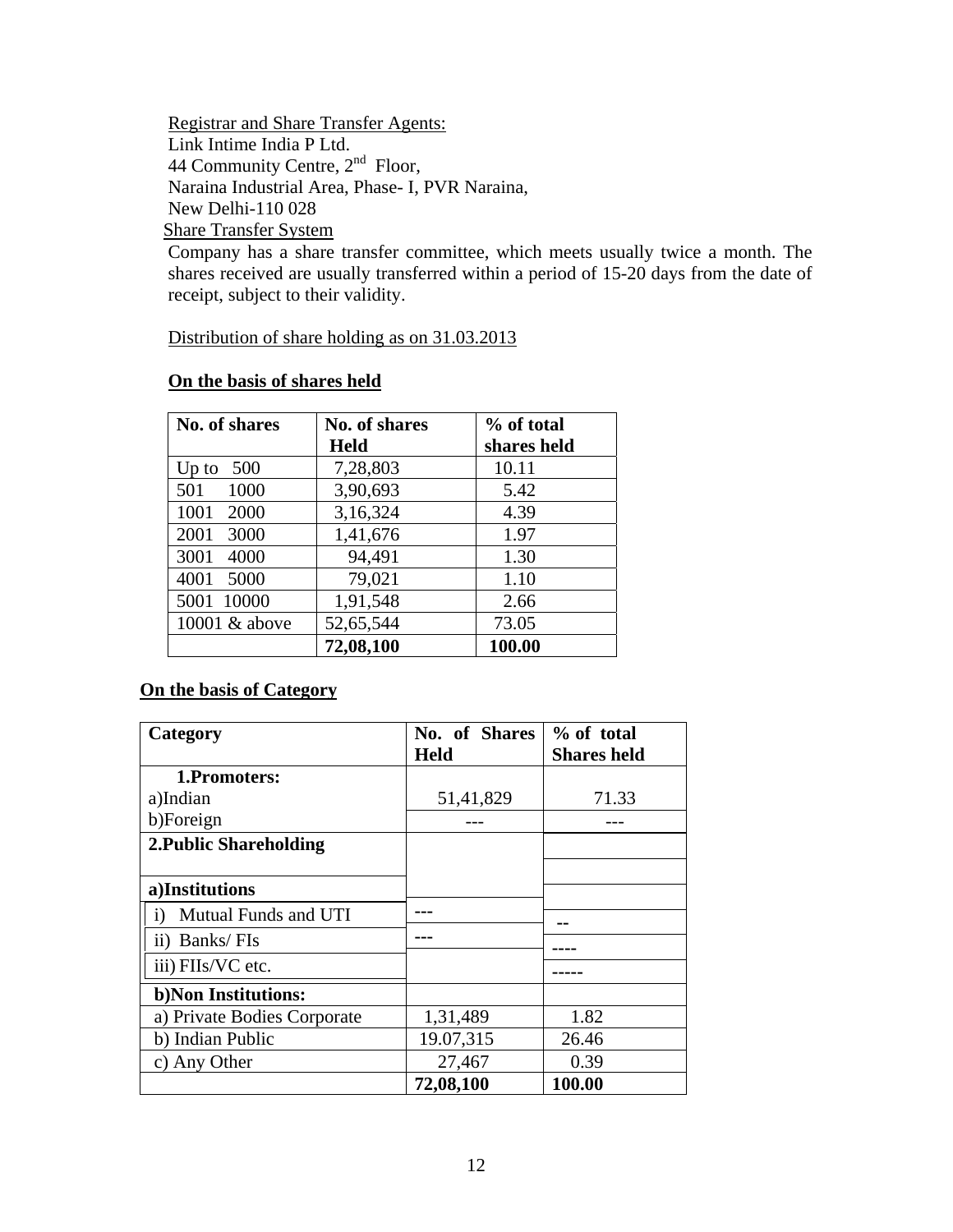Registrar and Share Transfer Agents:
Link Intime India P Ltd.
44 Community Centre, 2nd Floor,
Naraina Industrial Area, Phase- I, PVR Naraina,
New Delhi-110 028

Share Transfer System

Company has a share transfer committee, which meets usually twice a month. The shares received are usually transferred within a period of 15-20 days from the date of receipt, subject to their validity.

Distribution of share holding as on 31.03.2013

**On the basis of shares held**

| No. of shares | No. of shares Held | % of total shares held |
|---|---|---|
| Up to 500 | 7,28,803 | 10.11 |
| 501 1000 | 3,90,693 | 5.42 |
| 1001 2000 | 3,16,324 | 4.39 |
| 2001 3000 | 1,41,676 | 1.97 |
| 3001 4000 | 94,491 | 1.30 |
| 4001 5000 | 79,021 | 1.10 |
| 5001 10000 | 1,91,548 | 2.66 |
| 10001 & above | 52,65,544 | 73.05 |
| | **72,08,100** | **100.00** |

**On the basis of Category**

| Category | No. of Shares Held | % of total Shares held |
|---|---|---|
| **1.Promoters:** | | |
| a)Indian | 51,41,829 | 71.33 |
| b)Foreign | --- | --- |
| **2.Public Shareholding** | | |
| **a)Institutions** | | |
| i) Mutual Funds and UTI | --- | -- |
| ii) Banks/ FIs | --- | ---- |
| iii) FIIs/VC etc. | | ----- |
| **b)Non Institutions:** | | |
| a) Private Bodies Corporate | 1,31,489 | 1.82 |
| b) Indian Public | 19.07,315 | 26.46 |
| c) Any Other | 27,467 | 0.39 |
| | **72,08,100** | **100.00** |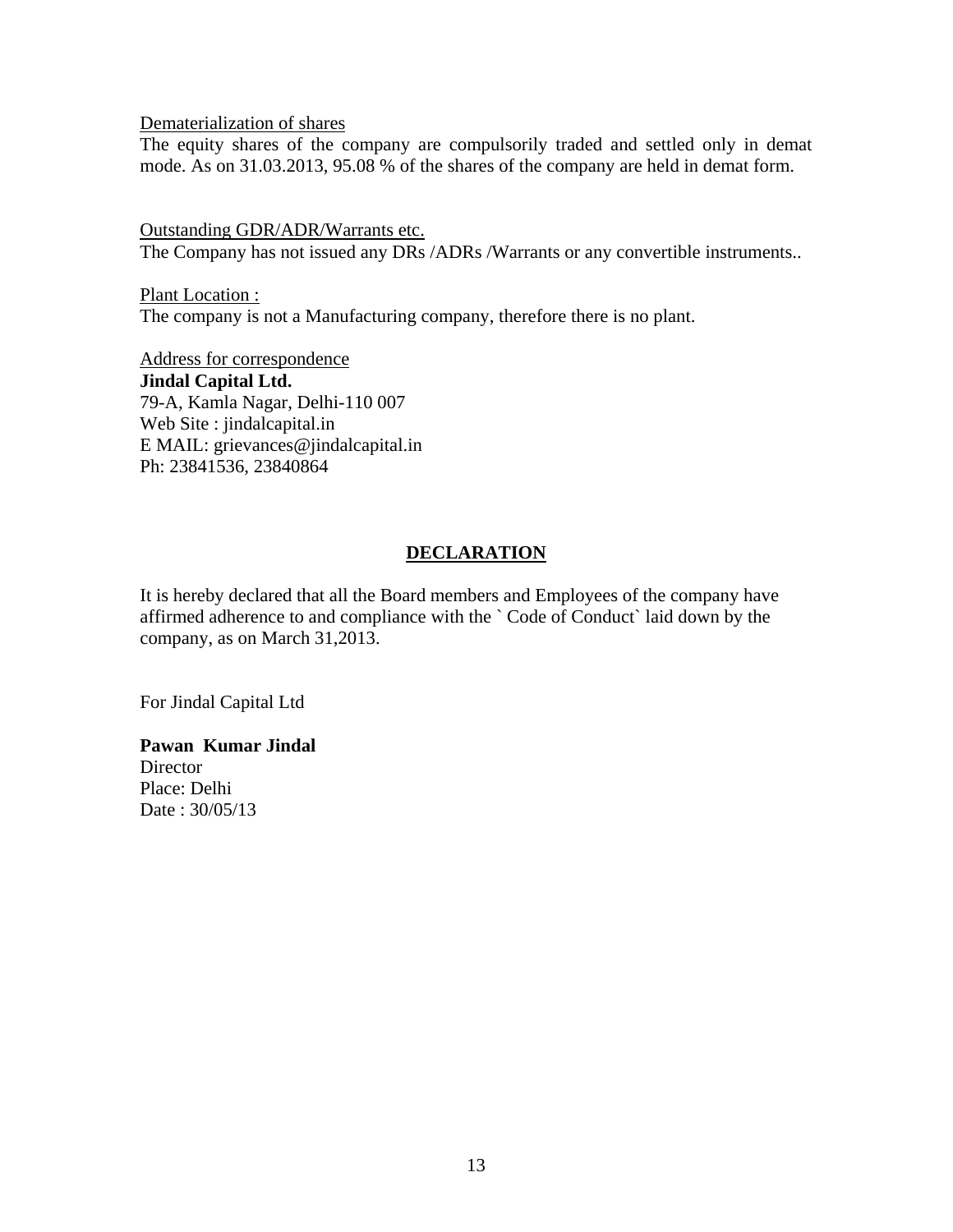Dematerialization of shares

The equity shares of the company are compulsorily traded and settled only in demat mode. As on 31.03.2013, 95.08 % of the shares of the company are held in demat form.

Outstanding GDR/ADR/Warrants etc.

The Company has not issued any DRs /ADRs /Warrants or any convertible instruments..

Plant Location :

The company is not a Manufacturing company, therefore there is no plant.

Address for correspondence

**Jindal Capital Ltd.**
79-A, Kamla Nagar, Delhi-110 007
Web Site : jindalcapital.in
E MAIL: grievances@jindalcapital.in
Ph: 23841536, 23840864

## DECLARATION

It is hereby declared that all the Board members and Employees of the company have affirmed adherence to and compliance with the ` Code of Conduct` laid down by the company, as on March 31,2013.

For Jindal Capital Ltd

**Pawan Kumar Jindal**
Director
Place: Delhi
Date : 30/05/13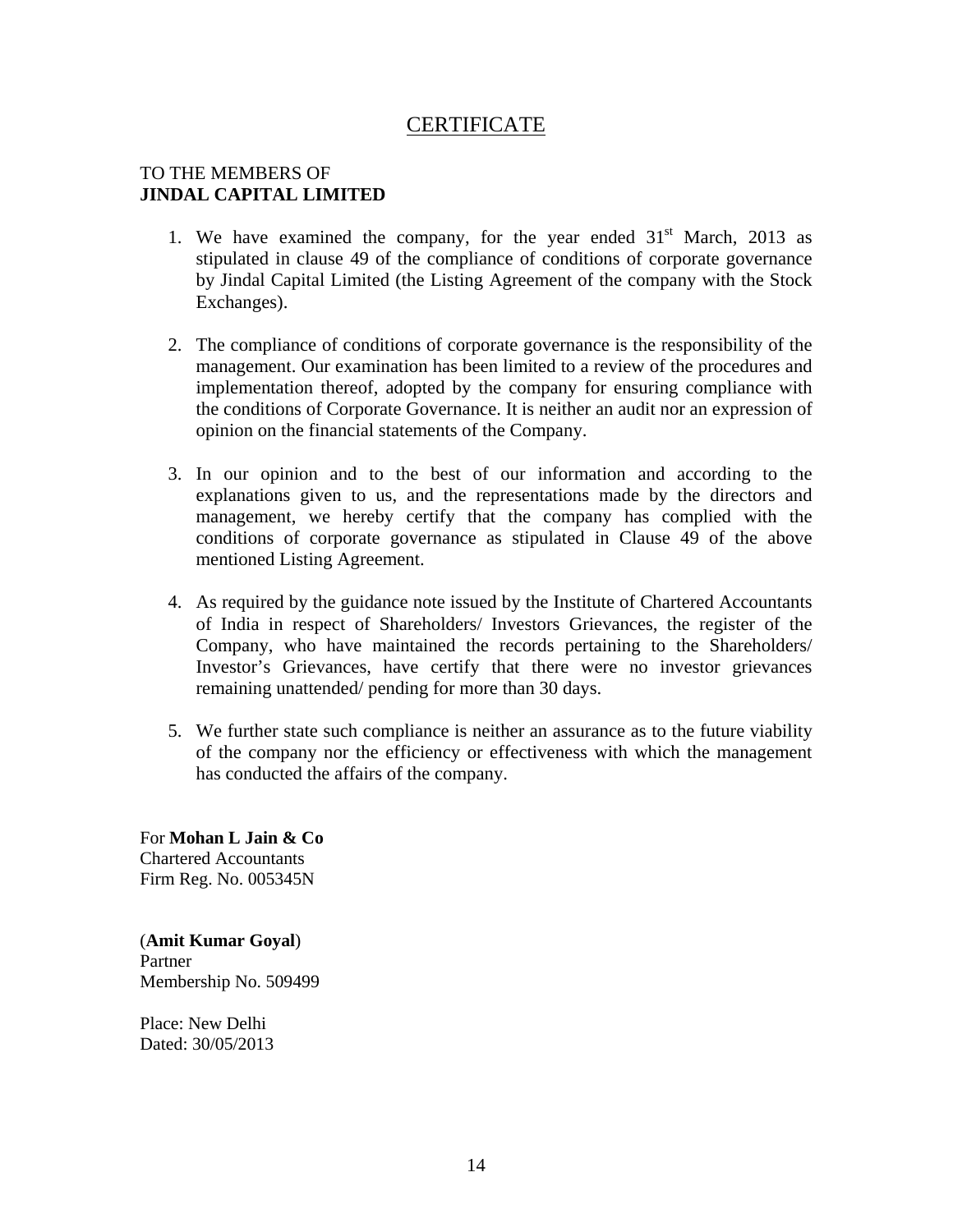# CERTIFICATE

TO THE MEMBERS OF
**JINDAL CAPITAL LIMITED**

1. We have examined the company, for the year ended 31st March, 2013 as stipulated in clause 49 of the compliance of conditions of corporate governance by Jindal Capital Limited (the Listing Agreement of the company with the Stock Exchanges).

2. The compliance of conditions of corporate governance is the responsibility of the management. Our examination has been limited to a review of the procedures and implementation thereof, adopted by the company for ensuring compliance with the conditions of Corporate Governance. It is neither an audit nor an expression of opinion on the financial statements of the Company.

3. In our opinion and to the best of our information and according to the explanations given to us, and the representations made by the directors and management, we hereby certify that the company has complied with the conditions of corporate governance as stipulated in Clause 49 of the above mentioned Listing Agreement.

4. As required by the guidance note issued by the Institute of Chartered Accountants of India in respect of Shareholders/ Investors Grievances, the register of the Company, who have maintained the records pertaining to the Shareholders/ Investor's Grievances, have certify that there were no investor grievances remaining unattended/ pending for more than 30 days.

5. We further state such compliance is neither an assurance as to the future viability of the company nor the efficiency or effectiveness with which the management has conducted the affairs of the company.

For **Mohan L Jain & Co**
Chartered Accountants
Firm Reg. No. 005345N

(**Amit Kumar Goyal**)
Partner
Membership No. 509499

Place: New Delhi
Dated: 30/05/2013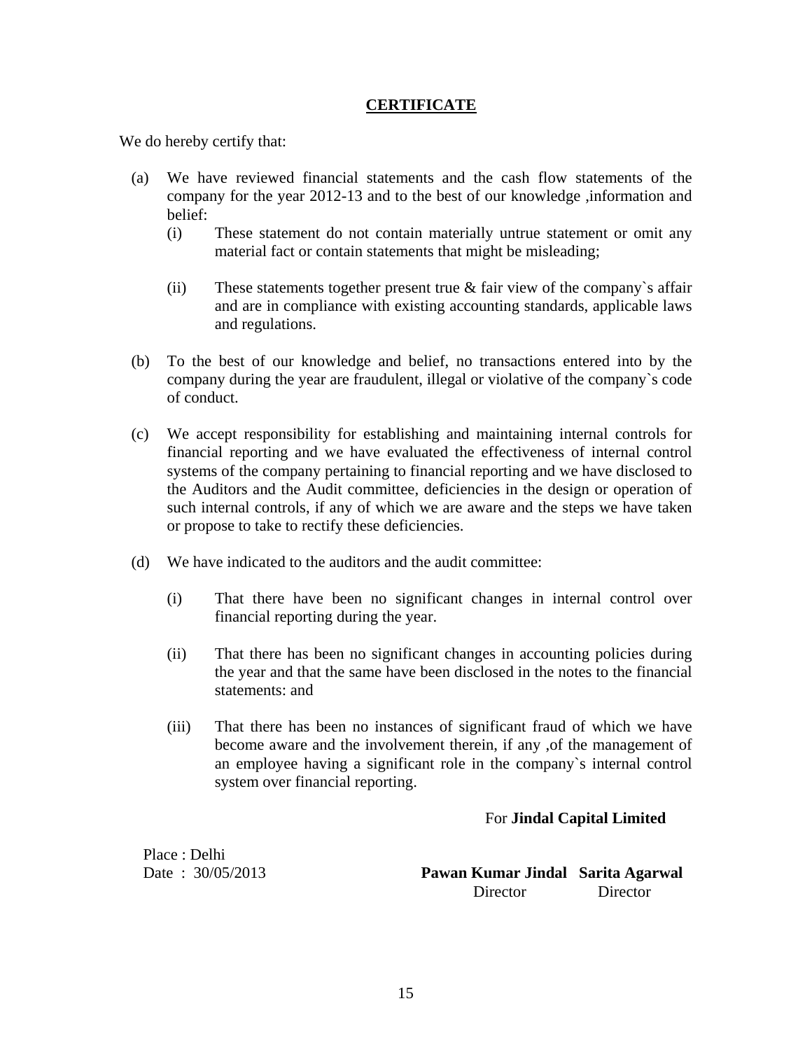## **CERTIFICATE**

We do hereby certify that:

(a) We have reviewed financial statements and the cash flow statements of the company for the year 2012-13 and to the best of our knowledge ,information and belief:

  (i) These statement do not contain materially untrue statement or omit any material fact or contain statements that might be misleading;

  (ii) These statements together present true & fair view of the company`s affair and are in compliance with existing accounting standards, applicable laws and regulations.

(b) To the best of our knowledge and belief, no transactions entered into by the company during the year are fraudulent, illegal or violative of the company`s code of conduct.

(c) We accept responsibility for establishing and maintaining internal controls for financial reporting and we have evaluated the effectiveness of internal control systems of the company pertaining to financial reporting and we have disclosed to the Auditors and the Audit committee, deficiencies in the design or operation of such internal controls, if any of which we are aware and the steps we have taken or propose to take to rectify these deficiencies.

(d) We have indicated to the auditors and the audit committee:

  (i) That there have been no significant changes in internal control over financial reporting during the year.

  (ii) That there has been no significant changes in accounting policies during the year and that the same have been disclosed in the notes to the financial statements: and

  (iii) That there has been no instances of significant fraud of which we have become aware and the involvement therein, if any ,of the management of an employee having a significant role in the company`s internal control system over financial reporting.

For **Jindal Capital Limited**

Place : Delhi
Date : 30/05/2013

**Pawan Kumar Jindal** Director

**Sarita Agarwal** Director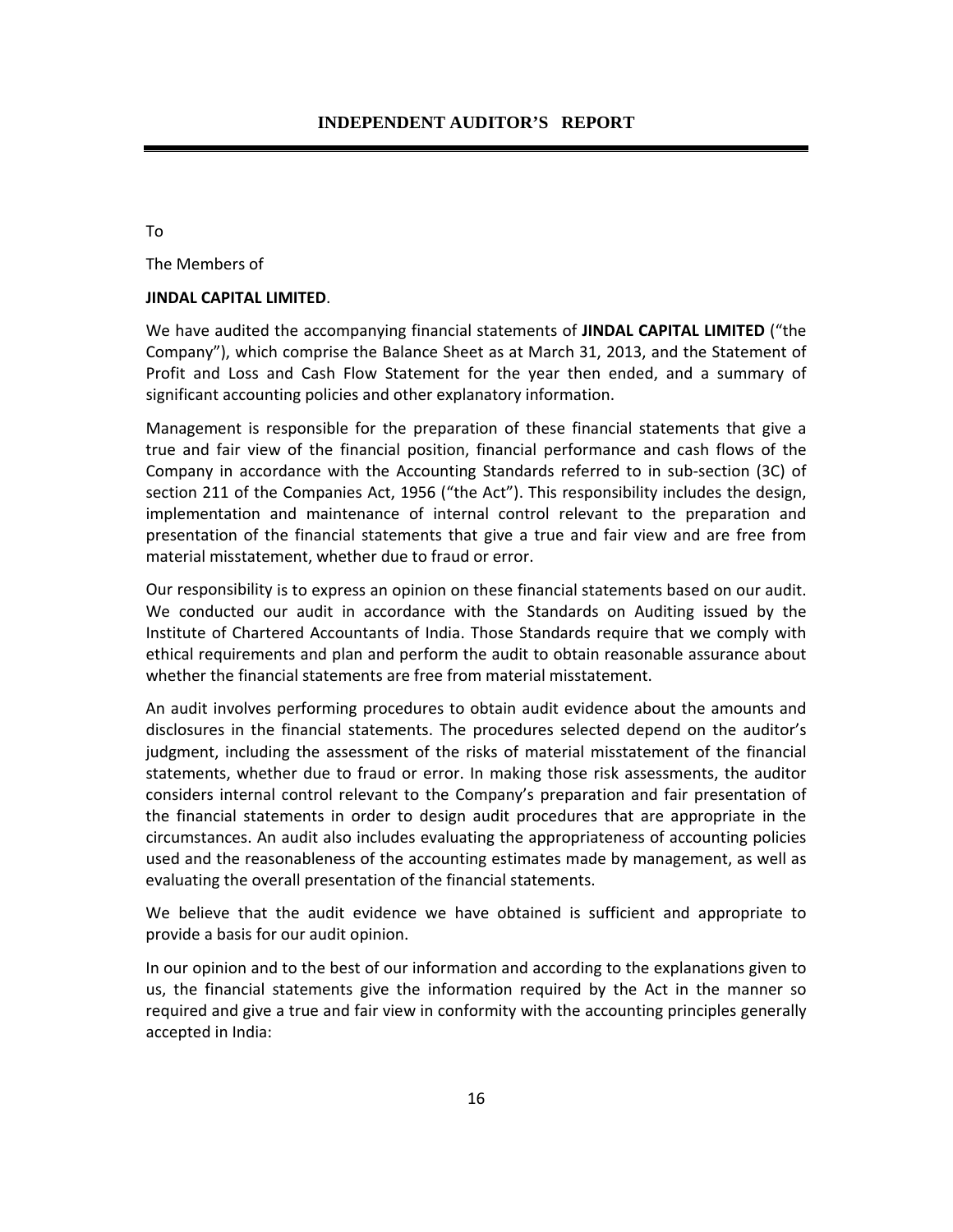# INDEPENDENT AUDITOR'S REPORT

To

The Members of

**JINDAL CAPITAL LIMITED**.

We have audited the accompanying financial statements of **JINDAL CAPITAL LIMITED** ("the Company"), which comprise the Balance Sheet as at March 31, 2013, and the Statement of Profit and Loss and Cash Flow Statement for the year then ended, and a summary of significant accounting policies and other explanatory information.

Management is responsible for the preparation of these financial statements that give a true and fair view of the financial position, financial performance and cash flows of the Company in accordance with the Accounting Standards referred to in sub-section (3C) of section 211 of the Companies Act, 1956 ("the Act"). This responsibility includes the design, implementation and maintenance of internal control relevant to the preparation and presentation of the financial statements that give a true and fair view and are free from material misstatement, whether due to fraud or error.

Our responsibility is to express an opinion on these financial statements based on our audit. We conducted our audit in accordance with the Standards on Auditing issued by the Institute of Chartered Accountants of India. Those Standards require that we comply with ethical requirements and plan and perform the audit to obtain reasonable assurance about whether the financial statements are free from material misstatement.

An audit involves performing procedures to obtain audit evidence about the amounts and disclosures in the financial statements. The procedures selected depend on the auditor's judgment, including the assessment of the risks of material misstatement of the financial statements, whether due to fraud or error. In making those risk assessments, the auditor considers internal control relevant to the Company's preparation and fair presentation of the financial statements in order to design audit procedures that are appropriate in the circumstances. An audit also includes evaluating the appropriateness of accounting policies used and the reasonableness of the accounting estimates made by management, as well as evaluating the overall presentation of the financial statements.

We believe that the audit evidence we have obtained is sufficient and appropriate to provide a basis for our audit opinion.

In our opinion and to the best of our information and according to the explanations given to us, the financial statements give the information required by the Act in the manner so required and give a true and fair view in conformity with the accounting principles generally accepted in India: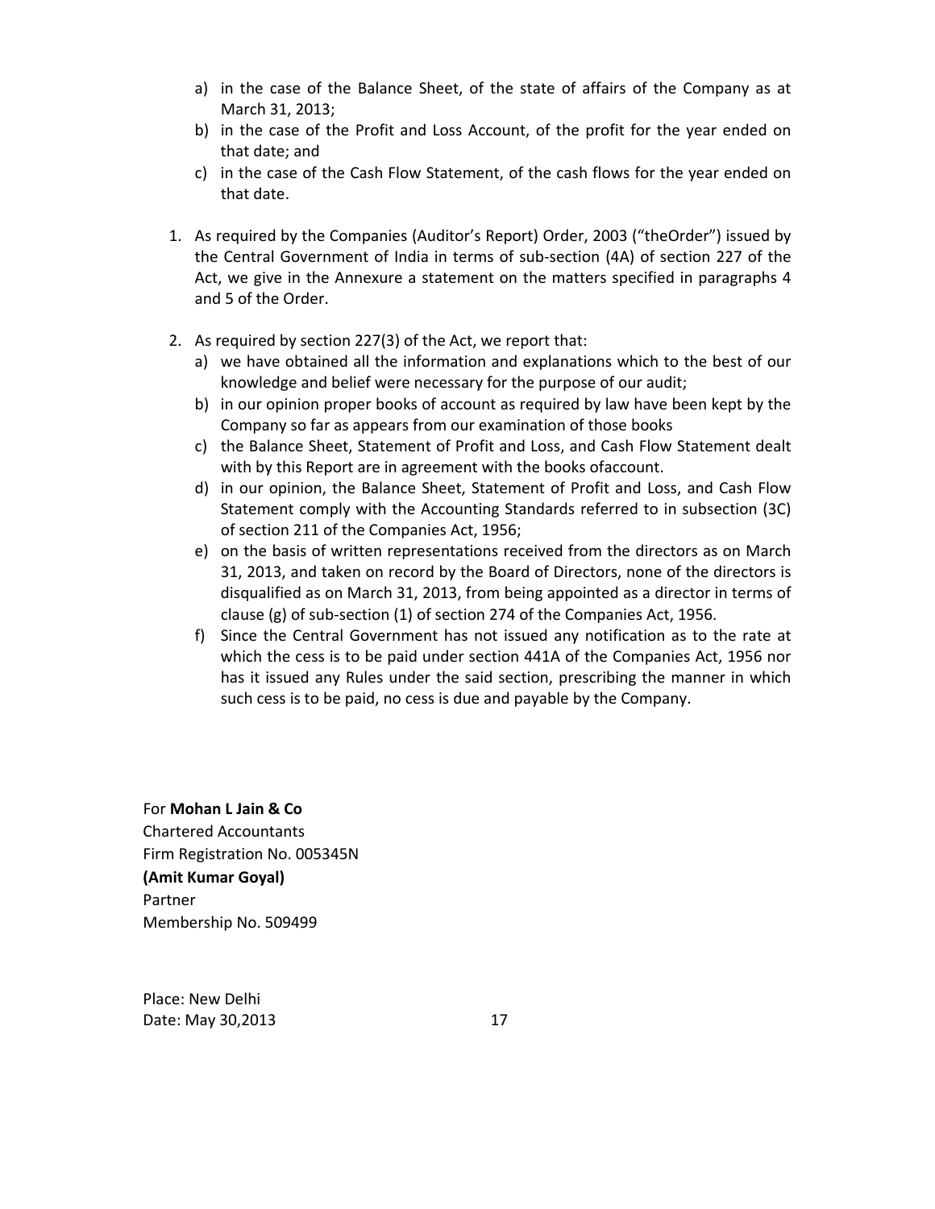a) in the case of the Balance Sheet, of the state of affairs of the Company as at March 31, 2013;
b) in the case of the Profit and Loss Account, of the profit for the year ended on that date; and
c) in the case of the Cash Flow Statement, of the cash flows for the year ended on that date.

1. As required by the Companies (Auditor's Report) Order, 2003 ("theOrder") issued by the Central Government of India in terms of sub-section (4A) of section 227 of the Act, we give in the Annexure a statement on the matters specified in paragraphs 4 and 5 of the Order.

2. As required by section 227(3) of the Act, we report that:
   a) we have obtained all the information and explanations which to the best of our knowledge and belief were necessary for the purpose of our audit;
   b) in our opinion proper books of account as required by law have been kept by the Company so far as appears from our examination of those books
   c) the Balance Sheet, Statement of Profit and Loss, and Cash Flow Statement dealt with by this Report are in agreement with the books ofaccount.
   d) in our opinion, the Balance Sheet, Statement of Profit and Loss, and Cash Flow Statement comply with the Accounting Standards referred to in subsection (3C) of section 211 of the Companies Act, 1956;
   e) on the basis of written representations received from the directors as on March 31, 2013, and taken on record by the Board of Directors, none of the directors is disqualified as on March 31, 2013, from being appointed as a director in terms of clause (g) of sub-section (1) of section 274 of the Companies Act, 1956.
   f) Since the Central Government has not issued any notification as to the rate at which the cess is to be paid under section 441A of the Companies Act, 1956 nor has it issued any Rules under the said section, prescribing the manner in which such cess is to be paid, no cess is due and payable by the Company.

For **Mohan L Jain & Co**
Chartered Accountants
Firm Registration No. 005345N
**(Amit Kumar Goyal)**
Partner
Membership No. 509499

Place: New Delhi
Date: May 30,2013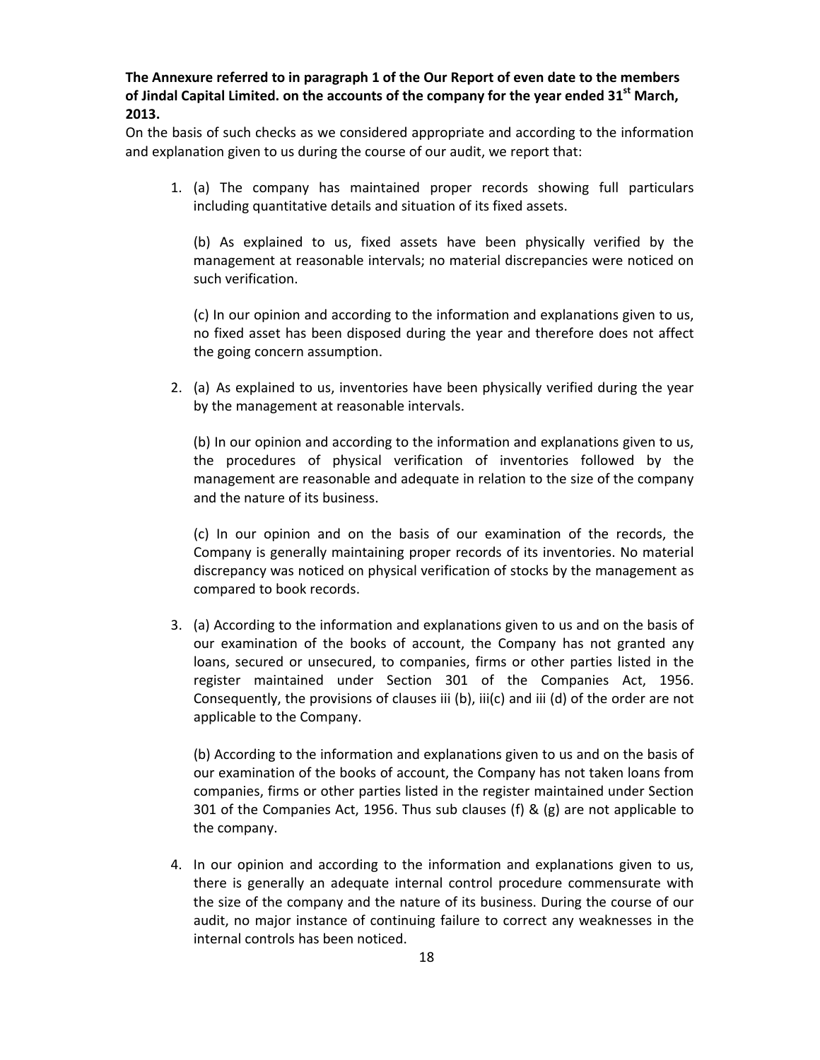**The Annexure referred to in paragraph 1 of the Our Report of even date to the members of Jindal Capital Limited. on the accounts of the company for the year ended 31st March, 2013.**

On the basis of such checks as we considered appropriate and according to the information and explanation given to us during the course of our audit, we report that:

1. (a) The company has maintained proper records showing full particulars including quantitative details and situation of its fixed assets.

   (b) As explained to us, fixed assets have been physically verified by the management at reasonable intervals; no material discrepancies were noticed on such verification.

   (c) In our opinion and according to the information and explanations given to us, no fixed asset has been disposed during the year and therefore does not affect the going concern assumption.

2. (a) As explained to us, inventories have been physically verified during the year by the management at reasonable intervals.

   (b) In our opinion and according to the information and explanations given to us, the procedures of physical verification of inventories followed by the management are reasonable and adequate in relation to the size of the company and the nature of its business.

   (c) In our opinion and on the basis of our examination of the records, the Company is generally maintaining proper records of its inventories. No material discrepancy was noticed on physical verification of stocks by the management as compared to book records.

3. (a) According to the information and explanations given to us and on the basis of our examination of the books of account, the Company has not granted any loans, secured or unsecured, to companies, firms or other parties listed in the register maintained under Section 301 of the Companies Act, 1956. Consequently, the provisions of clauses iii (b), iii(c) and iii (d) of the order are not applicable to the Company.

   (b) According to the information and explanations given to us and on the basis of our examination of the books of account, the Company has not taken loans from companies, firms or other parties listed in the register maintained under Section 301 of the Companies Act, 1956. Thus sub clauses (f) & (g) are not applicable to the company.

4. In our opinion and according to the information and explanations given to us, there is generally an adequate internal control procedure commensurate with the size of the company and the nature of its business. During the course of our audit, no major instance of continuing failure to correct any weaknesses in the internal controls has been noticed.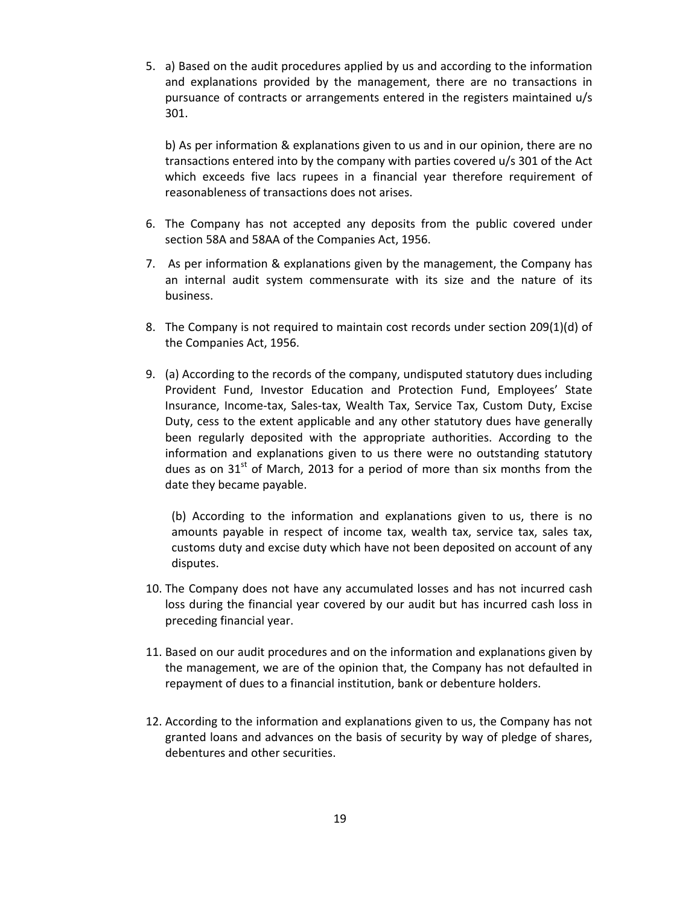5. a) Based on the audit procedures applied by us and according to the information and explanations provided by the management, there are no transactions in pursuance of contracts or arrangements entered in the registers maintained u/s 301.

   b) As per information & explanations given to us and in our opinion, there are no transactions entered into by the company with parties covered u/s 301 of the Act which exceeds five lacs rupees in a financial year therefore requirement of reasonableness of transactions does not arises.

6. The Company has not accepted any deposits from the public covered under section 58A and 58AA of the Companies Act, 1956.

7. As per information & explanations given by the management, the Company has an internal audit system commensurate with its size and the nature of its business.

8. The Company is not required to maintain cost records under section 209(1)(d) of the Companies Act, 1956.

9. (a) According to the records of the company, undisputed statutory dues including Provident Fund, Investor Education and Protection Fund, Employees' State Insurance, Income-tax, Sales-tax, Wealth Tax, Service Tax, Custom Duty, Excise Duty, cess to the extent applicable and any other statutory dues have generally been regularly deposited with the appropriate authorities. According to the information and explanations given to us there were no outstanding statutory dues as on 31st of March, 2013 for a period of more than six months from the date they became payable.

   (b) According to the information and explanations given to us, there is no amounts payable in respect of income tax, wealth tax, service tax, sales tax, customs duty and excise duty which have not been deposited on account of any disputes.

10. The Company does not have any accumulated losses and has not incurred cash loss during the financial year covered by our audit but has incurred cash loss in preceding financial year.

11. Based on our audit procedures and on the information and explanations given by the management, we are of the opinion that, the Company has not defaulted in repayment of dues to a financial institution, bank or debenture holders.

12. According to the information and explanations given to us, the Company has not granted loans and advances on the basis of security by way of pledge of shares, debentures and other securities.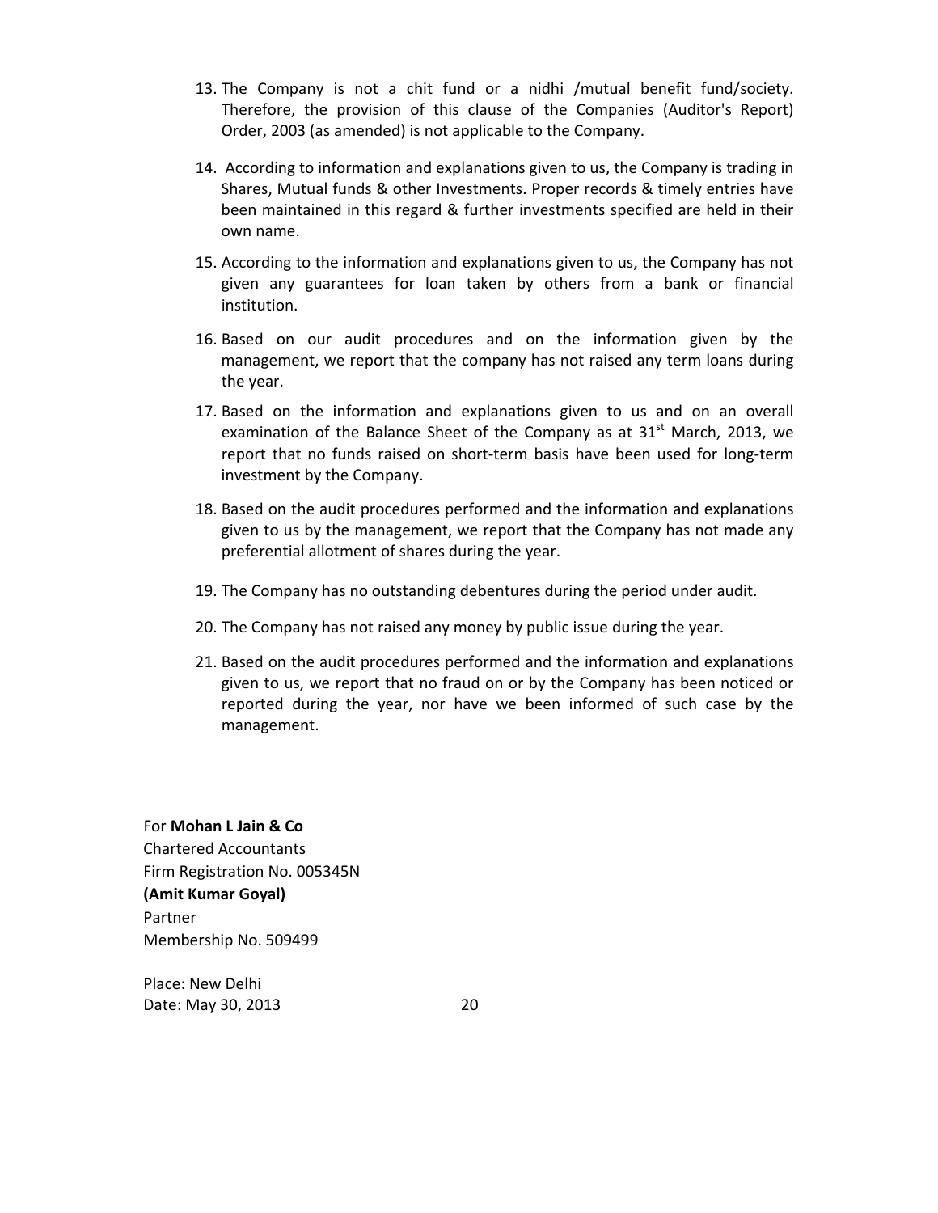13. The Company is not a chit fund or a nidhi /mutual benefit fund/society. Therefore, the provision of this clause of the Companies (Auditor's Report) Order, 2003 (as amended) is not applicable to the Company.

14. According to information and explanations given to us, the Company is trading in Shares, Mutual funds & other Investments. Proper records & timely entries have been maintained in this regard & further investments specified are held in their own name.

15. According to the information and explanations given to us, the Company has not given any guarantees for loan taken by others from a bank or financial institution.

16. Based on our audit procedures and on the information given by the management, we report that the company has not raised any term loans during the year.

17. Based on the information and explanations given to us and on an overall examination of the Balance Sheet of the Company as at 31st March, 2013, we report that no funds raised on short-term basis have been used for long-term investment by the Company.

18. Based on the audit procedures performed and the information and explanations given to us by the management, we report that the Company has not made any preferential allotment of shares during the year.

19. The Company has no outstanding debentures during the period under audit.

20. The Company has not raised any money by public issue during the year.

21. Based on the audit procedures performed and the information and explanations given to us, we report that no fraud on or by the Company has been noticed or reported during the year, nor have we been informed of such case by the management.

For **Mohan L Jain & Co**
Chartered Accountants
Firm Registration No. 005345N
**(Amit Kumar Goyal)**
Partner
Membership No. 509499

Place: New Delhi
Date: May 30, 2013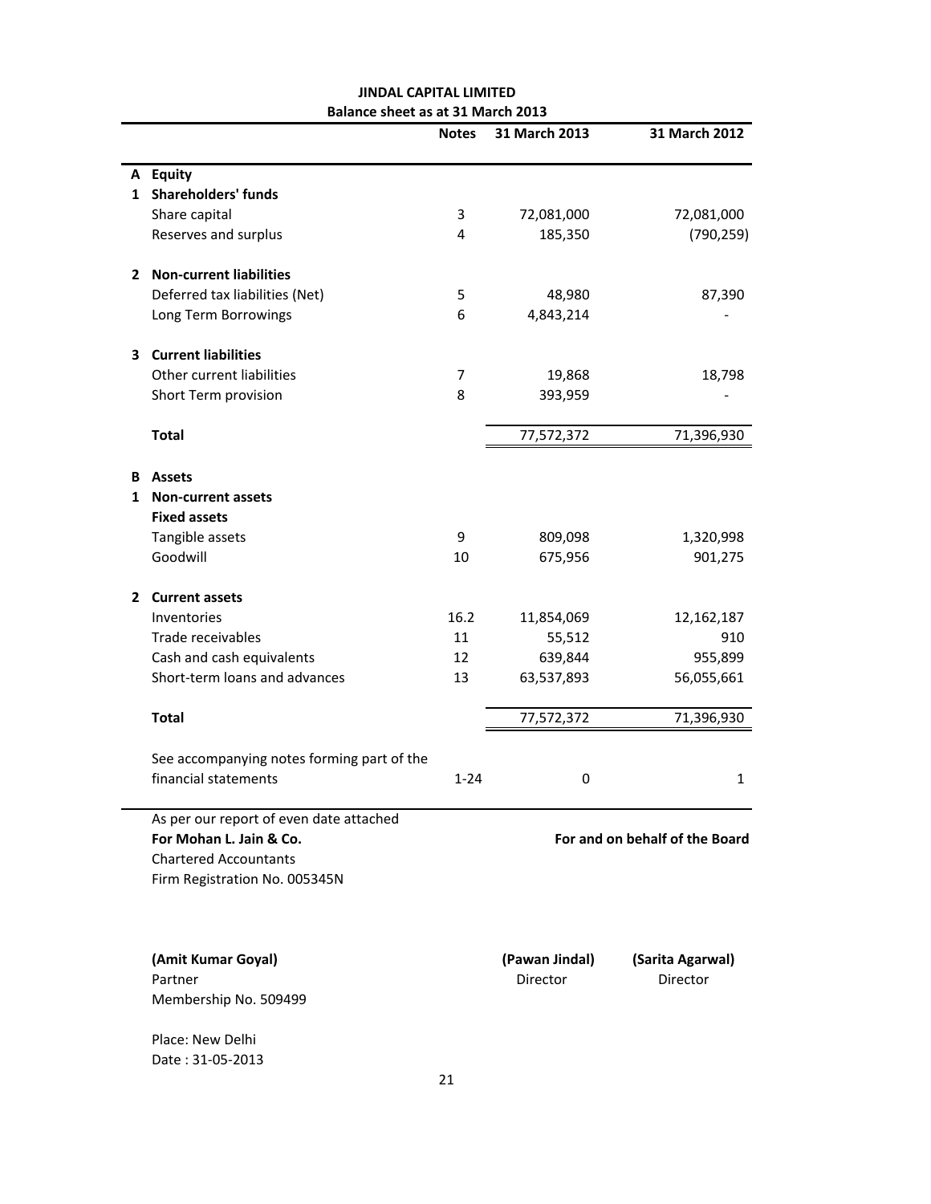# JINDAL CAPITAL LIMITED

## Balance sheet as at 31 March 2013

| | | Notes | 31 March 2013 | 31 March 2012 |
|---|---|---|---|---|
| **A** | **Equity** | | | |
| **1** | **Shareholders' funds** | | | |
| | Share capital | 3 | 72,081,000 | 72,081,000 |
| | Reserves and surplus | 4 | 185,350 | (790,259) |
| **2** | **Non-current liabilities** | | | |
| | Deferred tax liabilities (Net) | 5 | 48,980 | 87,390 |
| | Long Term Borrowings | 6 | 4,843,214 | - |
| **3** | **Current liabilities** | | | |
| | Other current liabilities | 7 | 19,868 | 18,798 |
| | Short Term provision | 8 | 393,959 | - |
| | **Total** | | 77,572,372 | 71,396,930 |
| **B** | **Assets** | | | |
| **1** | **Non-current assets** | | | |
| | **Fixed assets** | | | |
| | Tangible assets | 9 | 809,098 | 1,320,998 |
| | Goodwill | 10 | 675,956 | 901,275 |
| **2** | **Current assets** | | | |
| | Inventories | 16.2 | 11,854,069 | 12,162,187 |
| | Trade receivables | 11 | 55,512 | 910 |
| | Cash and cash equivalents | 12 | 639,844 | 955,899 |
| | Short-term loans and advances | 13 | 63,537,893 | 56,055,661 |
| | **Total** | | 77,572,372 | 71,396,930 |
| | See accompanying notes forming part of the financial statements | 1-24 | 0 | 1 |

As per our report of even date attached

**For Mohan L. Jain & Co.**
Chartered Accountants
Firm Registration No. 005345N

**For and on behalf of the Board**

**(Amit Kumar Goyal)**
Partner
Membership No. 509499

**(Pawan Jindal)**
Director

**(Sarita Agarwal)**
Director

Place: New Delhi
Date : 31-05-2013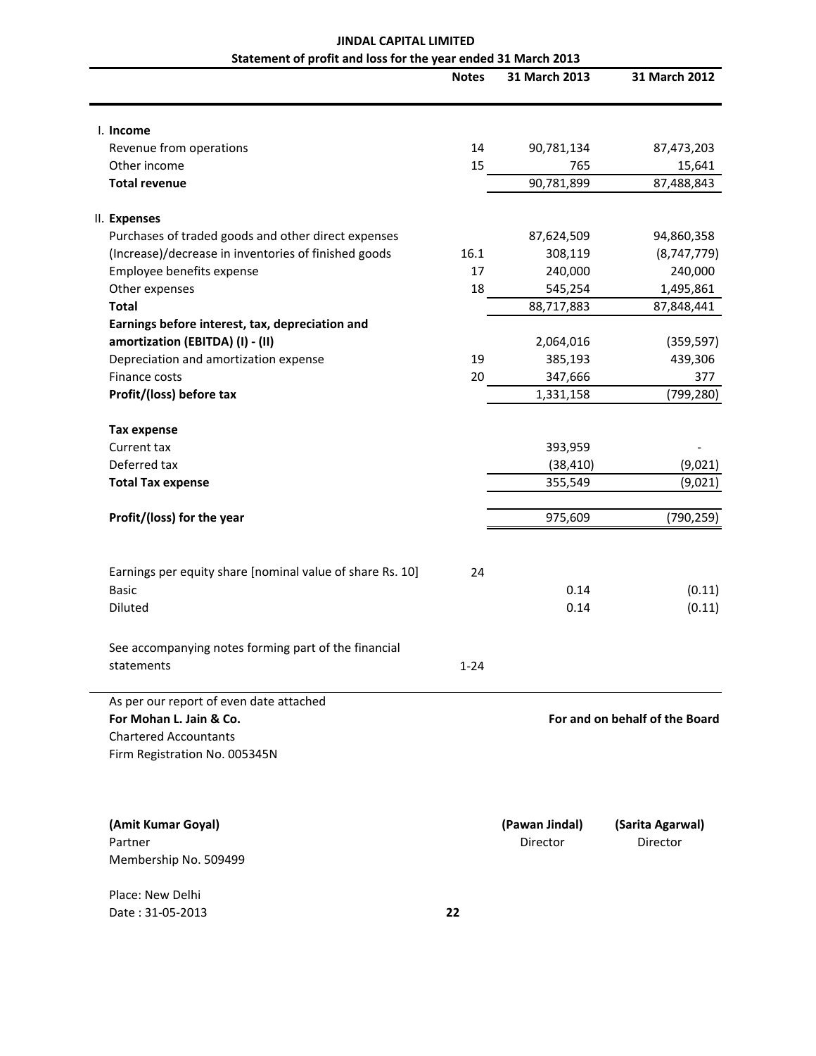# JINDAL CAPITAL LIMITED

## Statement of profit and loss for the year ended 31 March 2013

| | Notes | 31 March 2013 | 31 March 2012 |
|---|---|---|---|
| I. **Income** | | | |
| Revenue from operations | 14 | 90,781,134 | 87,473,203 |
| Other income | 15 | 765 | 15,641 |
| **Total revenue** | | 90,781,899 | 87,488,843 |
| II. **Expenses** | | | |
| Purchases of traded goods and other direct expenses | | 87,624,509 | 94,860,358 |
| (Increase)/decrease in inventories of finished goods | 16.1 | 308,119 | (8,747,779) |
| Employee benefits expense | 17 | 240,000 | 240,000 |
| Other expenses | 18 | 545,254 | 1,495,861 |
| **Total** | | 88,717,883 | 87,848,441 |
| **Earnings before interest, tax, depreciation and amortization (EBITDA) (I) - (II)** | | 2,064,016 | (359,597) |
| Depreciation and amortization expense | 19 | 385,193 | 439,306 |
| Finance costs | 20 | 347,666 | 377 |
| **Profit/(loss) before tax** | | 1,331,158 | (799,280) |
| **Tax expense** | | | |
| Current tax | | 393,959 | - |
| Deferred tax | | (38,410) | (9,021) |
| **Total Tax expense** | | 355,549 | (9,021) |
| **Profit/(loss) for the year** | | 975,609 | (790,259) |
| Earnings per equity share [nominal value of share Rs. 10] | 24 | | |
| Basic | | 0.14 | (0.11) |
| Diluted | | 0.14 | (0.11) |
| See accompanying notes forming part of the financial statements | 1-24 | | |

As per our report of even date attached

**For Mohan L. Jain & Co.**
Chartered Accountants
Firm Registration No. 005345N

**For and on behalf of the Board**

**(Amit Kumar Goyal)**
Partner
Membership No. 509499

**(Pawan Jindal)**
Director

**(Sarita Agarwal)**
Director

Place: New Delhi
Date : 31-05-2013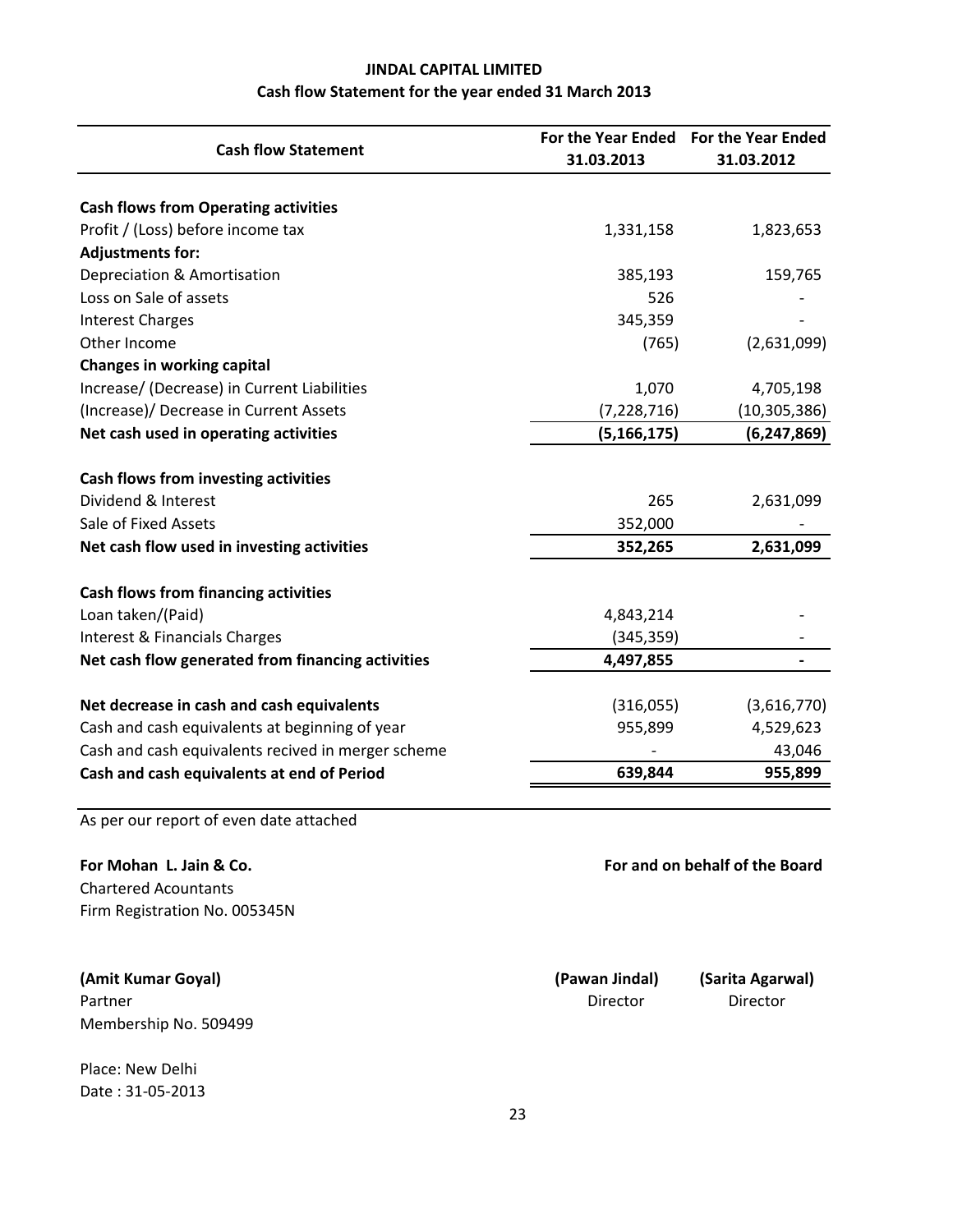# JINDAL CAPITAL LIMITED

## Cash flow Statement for the year ended 31 March 2013

| Cash flow Statement | For the Year Ended 31.03.2013 | For the Year Ended 31.03.2012 |
|---|---|---|
| **Cash flows from Operating activities** | | |
| Profit / (Loss) before income tax | 1,331,158 | 1,823,653 |
| **Adjustments for:** | | |
| Depreciation & Amortisation | 385,193 | 159,765 |
| Loss on Sale of assets | 526 | - |
| Interest Charges | 345,359 | - |
| Other Income | (765) | (2,631,099) |
| **Changes in working capital** | | |
| Increase/ (Decrease) in Current Liabilities | 1,070 | 4,705,198 |
| (Increase)/ Decrease in Current Assets | (7,228,716) | (10,305,386) |
| **Net cash used in operating activities** | **(5,166,175)** | **(6,247,869)** |
| **Cash flows from investing activities** | | |
| Dividend & Interest | 265 | 2,631,099 |
| Sale of Fixed Assets | 352,000 | - |
| **Net cash flow used in investing activities** | **352,265** | **2,631,099** |
| **Cash flows from financing activities** | | |
| Loan taken/(Paid) | 4,843,214 | - |
| Interest & Financials Charges | (345,359) | - |
| **Net cash flow generated from financing activities** | **4,497,855** | **-** |
| **Net decrease in cash and cash equivalents** | (316,055) | (3,616,770) |
| Cash and cash equivalents at beginning of year | 955,899 | 4,529,623 |
| Cash and cash equivalents recived in merger scheme | - | 43,046 |
| **Cash and cash equivalents at end of Period** | **639,844** | **955,899** |

As per our report of even date attached

**For Mohan L. Jain & Co.**
Chartered Acountants
Firm Registration No. 005345N

**For and on behalf of the Board**

**(Amit Kumar Goyal)**
Partner
Membership No. 509499

**(Pawan Jindal)**
Director

**(Sarita Agarwal)**
Director

Place: New Delhi
Date : 31-05-2013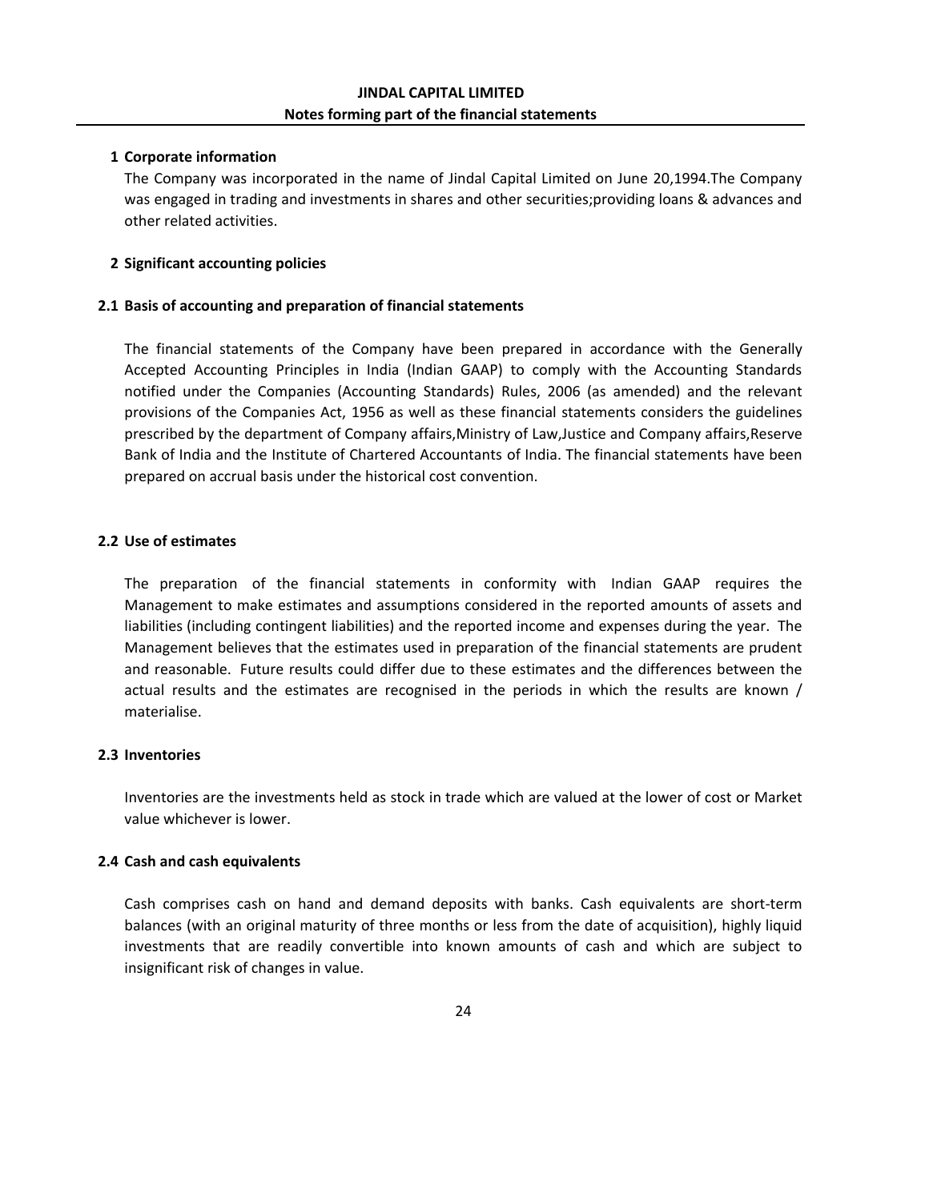**JINDAL CAPITAL LIMITED**

**Notes forming part of the financial statements**

## 1 Corporate information

The Company was incorporated in the name of Jindal Capital Limited on June 20,1994.The Company was engaged in trading and investments in shares and other securities;providing loans & advances and other related activities.

## 2 Significant accounting policies

### 2.1 Basis of accounting and preparation of financial statements

The financial statements of the Company have been prepared in accordance with the Generally Accepted Accounting Principles in India (Indian GAAP) to comply with the Accounting Standards notified under the Companies (Accounting Standards) Rules, 2006 (as amended) and the relevant provisions of the Companies Act, 1956 as well as these financial statements considers the guidelines prescribed by the department of Company affairs,Ministry of Law,Justice and Company affairs,Reserve Bank of India and the Institute of Chartered Accountants of India. The financial statements have been prepared on accrual basis under the historical cost convention.

### 2.2 Use of estimates

The preparation of the financial statements in conformity with Indian GAAP requires the Management to make estimates and assumptions considered in the reported amounts of assets and liabilities (including contingent liabilities) and the reported income and expenses during the year. The Management believes that the estimates used in preparation of the financial statements are prudent and reasonable. Future results could differ due to these estimates and the differences between the actual results and the estimates are recognised in the periods in which the results are known / materialise.

### 2.3 Inventories

Inventories are the investments held as stock in trade which are valued at the lower of cost or Market value whichever is lower.

### 2.4 Cash and cash equivalents

Cash comprises cash on hand and demand deposits with banks. Cash equivalents are short-term balances (with an original maturity of three months or less from the date of acquisition), highly liquid investments that are readily convertible into known amounts of cash and which are subject to insignificant risk of changes in value.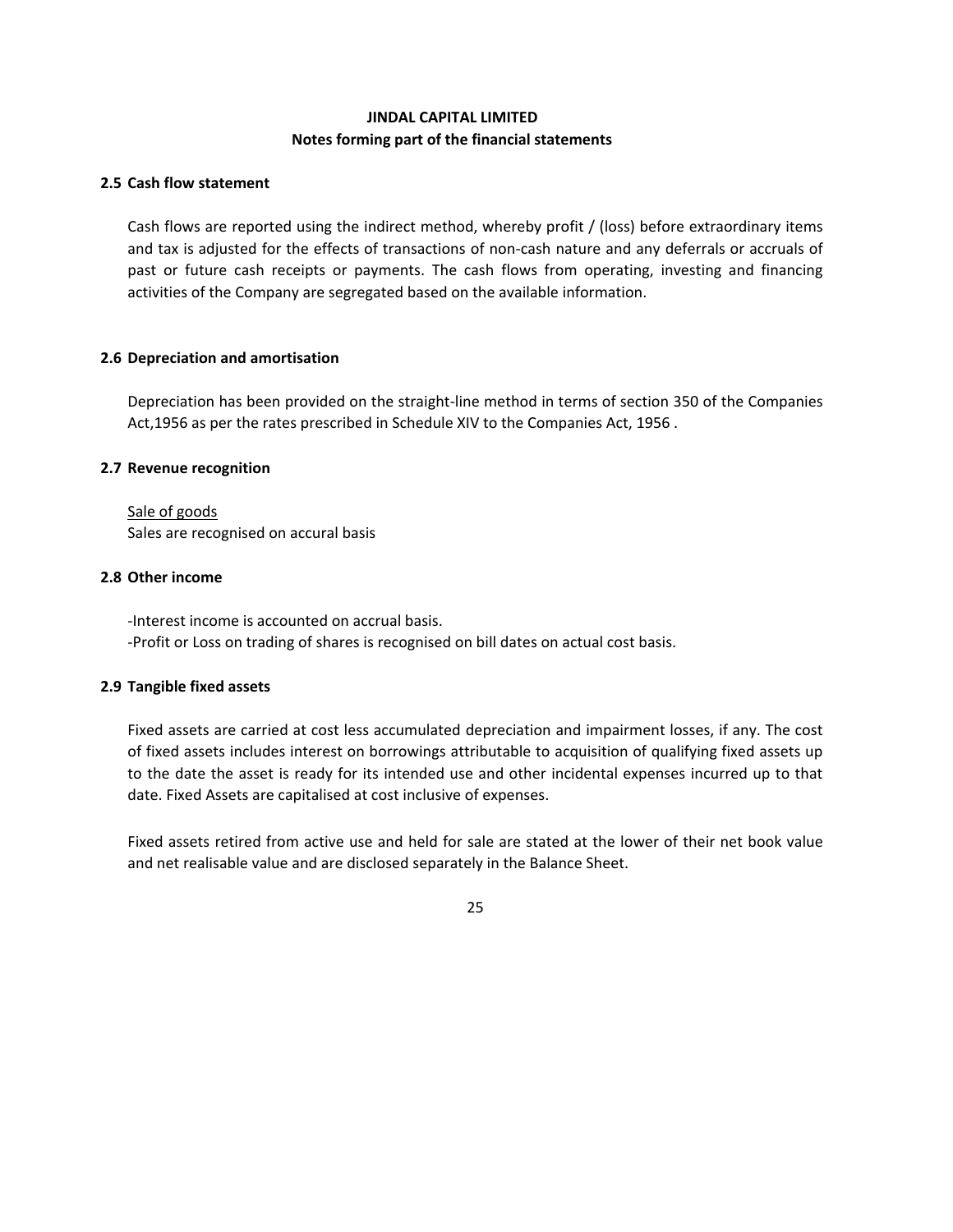**JINDAL CAPITAL LIMITED**
**Notes forming part of the financial statements**

### 2.5 Cash flow statement

Cash flows are reported using the indirect method, whereby profit / (loss) before extraordinary items and tax is adjusted for the effects of transactions of non-cash nature and any deferrals or accruals of past or future cash receipts or payments. The cash flows from operating, investing and financing activities of the Company are segregated based on the available information.

### 2.6 Depreciation and amortisation

Depreciation has been provided on the straight-line method in terms of section 350 of the Companies Act,1956 as per the rates prescribed in Schedule XIV to the Companies Act, 1956 .

### 2.7 Revenue recognition

<u>Sale of goods</u>
Sales are recognised on accural basis

### 2.8 Other income

-Interest income is accounted on accrual basis.
-Profit or Loss on trading of shares is recognised on bill dates on actual cost basis.

### 2.9 Tangible fixed assets

Fixed assets are carried at cost less accumulated depreciation and impairment losses, if any. The cost of fixed assets includes interest on borrowings attributable to acquisition of qualifying fixed assets up to the date the asset is ready for its intended use and other incidental expenses incurred up to that date. Fixed Assets are capitalised at cost inclusive of expenses.

Fixed assets retired from active use and held for sale are stated at the lower of their net book value and net realisable value and are disclosed separately in the Balance Sheet.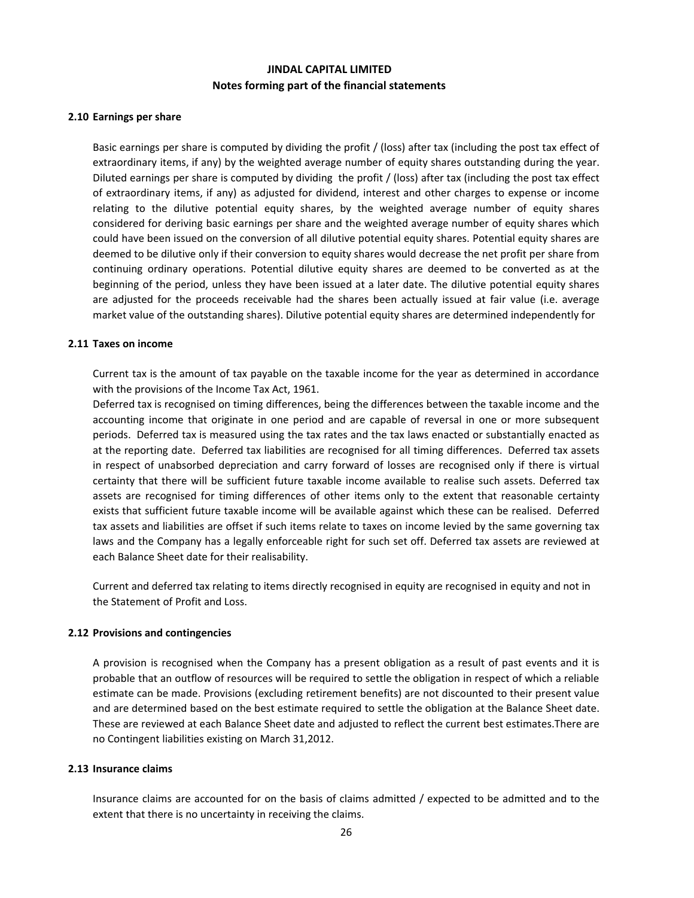**JINDAL CAPITAL LIMITED**

**Notes forming part of the financial statements**

**2.10 Earnings per share**

Basic earnings per share is computed by dividing the profit / (loss) after tax (including the post tax effect of extraordinary items, if any) by the weighted average number of equity shares outstanding during the year. Diluted earnings per share is computed by dividing the profit / (loss) after tax (including the post tax effect of extraordinary items, if any) as adjusted for dividend, interest and other charges to expense or income relating to the dilutive potential equity shares, by the weighted average number of equity shares considered for deriving basic earnings per share and the weighted average number of equity shares which could have been issued on the conversion of all dilutive potential equity shares. Potential equity shares are deemed to be dilutive only if their conversion to equity shares would decrease the net profit per share from continuing ordinary operations. Potential dilutive equity shares are deemed to be converted as at the beginning of the period, unless they have been issued at a later date. The dilutive potential equity shares are adjusted for the proceeds receivable had the shares been actually issued at fair value (i.e. average market value of the outstanding shares). Dilutive potential equity shares are determined independently for

**2.11 Taxes on income**

Current tax is the amount of tax payable on the taxable income for the year as determined in accordance with the provisions of the Income Tax Act, 1961.
Deferred tax is recognised on timing differences, being the differences between the taxable income and the accounting income that originate in one period and are capable of reversal in one or more subsequent periods. Deferred tax is measured using the tax rates and the tax laws enacted or substantially enacted as at the reporting date. Deferred tax liabilities are recognised for all timing differences. Deferred tax assets in respect of unabsorbed depreciation and carry forward of losses are recognised only if there is virtual certainty that there will be sufficient future taxable income available to realise such assets. Deferred tax assets are recognised for timing differences of other items only to the extent that reasonable certainty exists that sufficient future taxable income will be available against which these can be realised. Deferred tax assets and liabilities are offset if such items relate to taxes on income levied by the same governing tax laws and the Company has a legally enforceable right for such set off. Deferred tax assets are reviewed at each Balance Sheet date for their realisability.

Current and deferred tax relating to items directly recognised in equity are recognised in equity and not in the Statement of Profit and Loss.

**2.12 Provisions and contingencies**

A provision is recognised when the Company has a present obligation as a result of past events and it is probable that an outflow of resources will be required to settle the obligation in respect of which a reliable estimate can be made. Provisions (excluding retirement benefits) are not discounted to their present value and are determined based on the best estimate required to settle the obligation at the Balance Sheet date. These are reviewed at each Balance Sheet date and adjusted to reflect the current best estimates.There are no Contingent liabilities existing on March 31,2012.

**2.13 Insurance claims**

Insurance claims are accounted for on the basis of claims admitted / expected to be admitted and to the extent that there is no uncertainty in receiving the claims.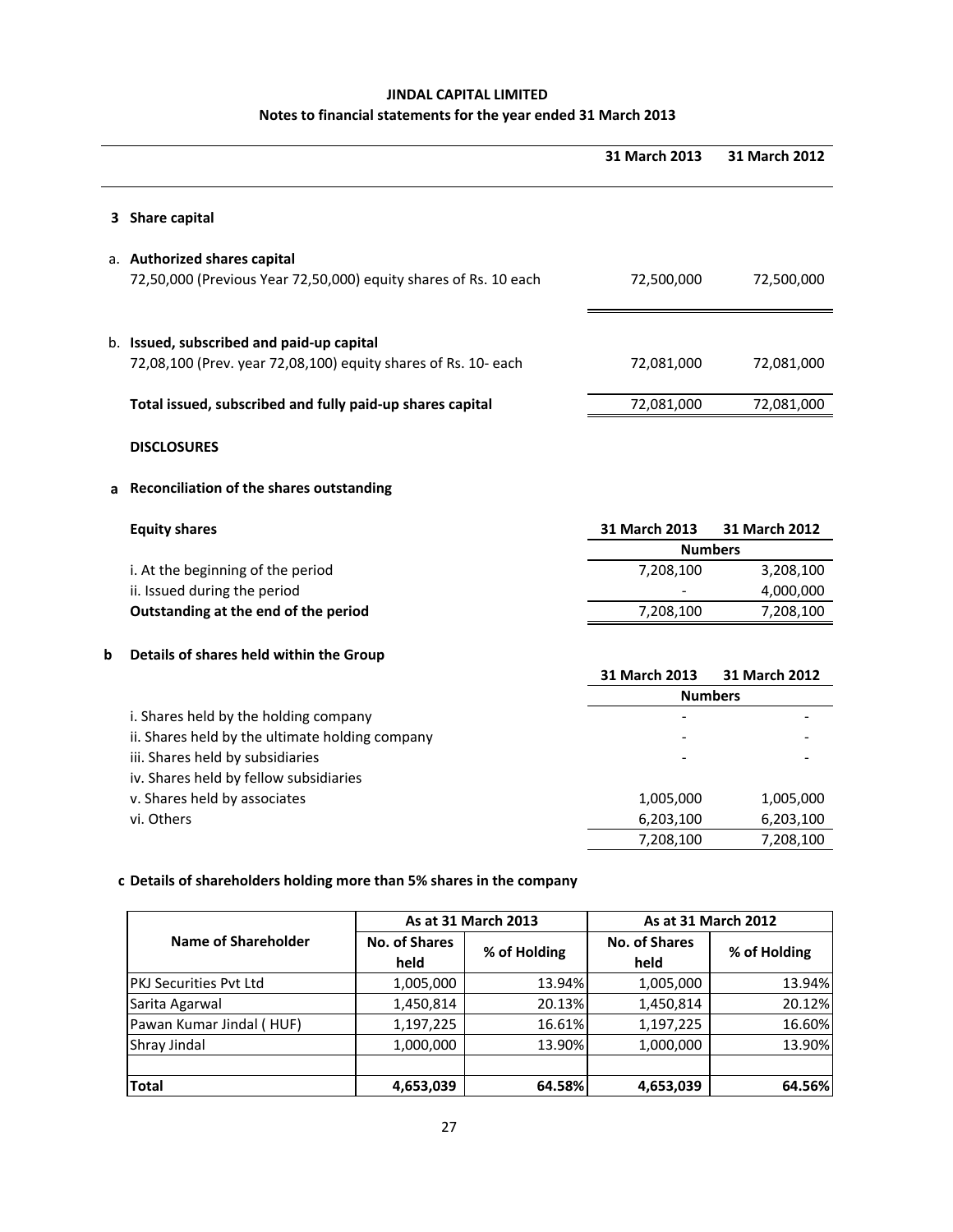# JINDAL CAPITAL LIMITED

## Notes to financial statements for the year ended 31 March 2013

| | 31 March 2013 | 31 March 2012 |
|---|---|---|
| **3 Share capital** | | |
| a. **Authorized shares capital** | | |
| 72,50,000 (Previous Year 72,50,000) equity shares of Rs. 10 each | 72,500,000 | 72,500,000 |
| b. **Issued, subscribed and paid-up capital** | | |
| 72,08,100 (Prev. year 72,08,100) equity shares of Rs. 10- each | 72,081,000 | 72,081,000 |
| **Total issued, subscribed and fully paid-up shares capital** | 72,081,000 | 72,081,000 |

**DISCLOSURES**

**a Reconciliation of the shares outstanding**

| **Equity shares** | **31 March 2013** | **31 March 2012** |
|---|---|---|
| | **Numbers** | |
| i. At the beginning of the period | 7,208,100 | 3,208,100 |
| ii. Issued during the period | - | 4,000,000 |
| **Outstanding at the end of the period** | 7,208,100 | 7,208,100 |

**b Details of shares held within the Group**

| | **31 March 2013** | **31 March 2012** |
|---|---|---|
| | **Numbers** | |
| i. Shares held by the holding company | - | - |
| ii. Shares held by the ultimate holding company | - | - |
| iii. Shares held by subsidiaries | - | - |
| iv. Shares held by fellow subsidiaries | | |
| v. Shares held by associates | 1,005,000 | 1,005,000 |
| vi. Others | 6,203,100 | 6,203,100 |
| | 7,208,100 | 7,208,100 |

**c Details of shareholders holding more than 5% shares in the company**

| Name of Shareholder | As at 31 March 2013 | | As at 31 March 2012 | |
|---|---|---|---|---|
| | No. of Shares held | % of Holding | No. of Shares held | % of Holding |
| PKJ Securities Pvt Ltd | 1,005,000 | 13.94% | 1,005,000 | 13.94% |
| Sarita Agarwal | 1,450,814 | 20.13% | 1,450,814 | 20.12% |
| Pawan Kumar Jindal ( HUF) | 1,197,225 | 16.61% | 1,197,225 | 16.60% |
| Shray Jindal | 1,000,000 | 13.90% | 1,000,000 | 13.90% |
| | | | | |
| **Total** | **4,653,039** | **64.58%** | **4,653,039** | **64.56%** |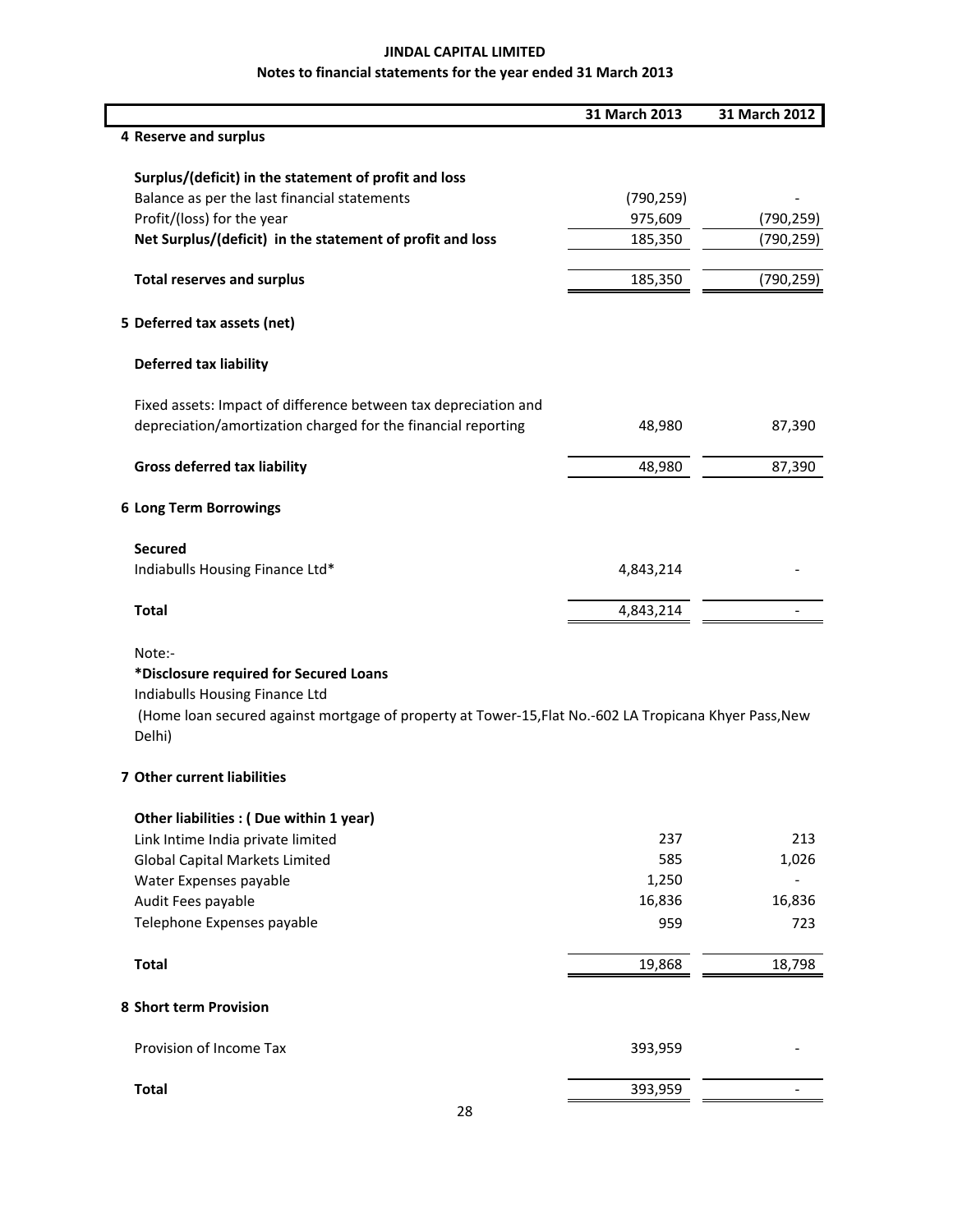**JINDAL CAPITAL LIMITED**

**Notes to financial statements for the year ended 31 March 2013**

| | 31 March 2013 | 31 March 2012 |
|---|---|---|
| **4 Reserve and surplus** | | |
| **Surplus/(deficit) in the statement of profit and loss** | | |
| Balance as per the last financial statements | (790,259) | - |
| Profit/(loss) for the year | 975,609 | (790,259) |
| **Net Surplus/(deficit) in the statement of profit and loss** | 185,350 | (790,259) |
| **Total reserves and surplus** | 185,350 | (790,259) |
| **5 Deferred tax assets (net)** | | |
| **Deferred tax liability** | | |
| Fixed assets: Impact of difference between tax depreciation and depreciation/amortization charged for the financial reporting | 48,980 | 87,390 |
| **Gross deferred tax liability** | 48,980 | 87,390 |
| **6 Long Term Borrowings** | | |
| **Secured** | | |
| Indiabulls Housing Finance Ltd* | 4,843,214 | - |
| **Total** | 4,843,214 | - |

Note:-

**\*Disclosure required for Secured Loans**

Indiabulls Housing Finance Ltd

(Home loan secured against mortgage of property at Tower-15,Flat No.-602 LA Tropicana Khyer Pass,New Delhi)

| | 31 March 2013 | 31 March 2012 |
|---|---|---|
| **7 Other current liabilities** | | |
| **Other liabilities : ( Due within 1 year)** | | |
| Link Intime India private limited | 237 | 213 |
| Global Capital Markets Limited | 585 | 1,026 |
| Water Expenses payable | 1,250 | - |
| Audit Fees payable | 16,836 | 16,836 |
| Telephone Expenses payable | 959 | 723 |
| **Total** | 19,868 | 18,798 |
| **8 Short term Provision** | | |
| Provision of Income Tax | 393,959 | - |
| **Total** | 393,959 | - |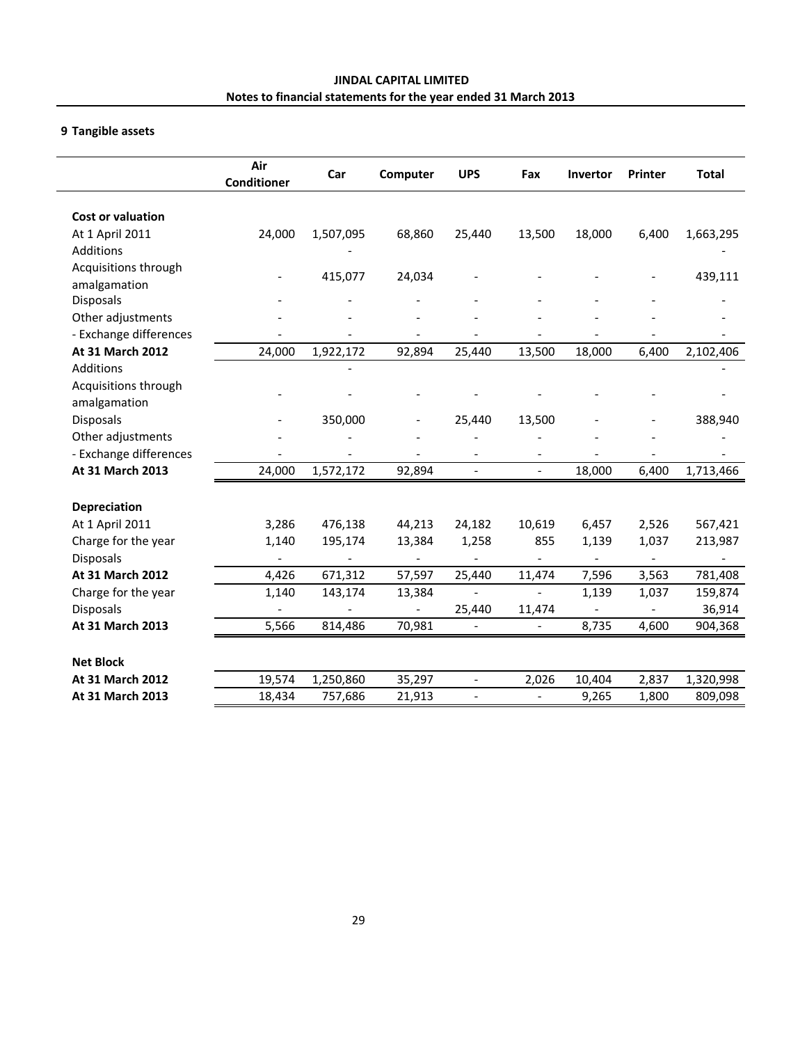**JINDAL CAPITAL LIMITED**
**Notes to financial statements for the year ended 31 March 2013**

## 9 Tangible assets

| | Air Conditioner | Car | Computer | UPS | Fax | Invertor | Printer | Total |
|---|---|---|---|---|---|---|---|---|
| **Cost or valuation** | | | | | | | | |
| At 1 April 2011 | 24,000 | 1,507,095 | 68,860 | 25,440 | 13,500 | 18,000 | 6,400 | 1,663,295 |
| Additions | | - | | | | | | - |
| Acquisitions through amalgamation | - | 415,077 | 24,034 | - | - | - | - | 439,111 |
| Disposals | - | - | - | - | - | - | - | - |
| Other adjustments | - | - | - | - | - | - | - | - |
| - Exchange differences | - | - | - | - | - | - | - | - |
| **At 31 March 2012** | 24,000 | 1,922,172 | 92,894 | 25,440 | 13,500 | 18,000 | 6,400 | 2,102,406 |
| Additions | | - | | | | | | - |
| Acquisitions through amalgamation | - | - | - | - | - | - | - | - |
| Disposals | - | 350,000 | - | 25,440 | 13,500 | - | - | 388,940 |
| Other adjustments | - | - | - | - | - | - | - | - |
| - Exchange differences | - | - | - | - | - | - | - | - |
| **At 31 March 2013** | 24,000 | 1,572,172 | 92,894 | - | - | 18,000 | 6,400 | 1,713,466 |
| **Depreciation** | | | | | | | | |
| At 1 April 2011 | 3,286 | 476,138 | 44,213 | 24,182 | 10,619 | 6,457 | 2,526 | 567,421 |
| Charge for the year | 1,140 | 195,174 | 13,384 | 1,258 | 855 | 1,139 | 1,037 | 213,987 |
| Disposals | - | - | - | - | - | - | - | - |
| **At 31 March 2012** | 4,426 | 671,312 | 57,597 | 25,440 | 11,474 | 7,596 | 3,563 | 781,408 |
| Charge for the year | 1,140 | 143,174 | 13,384 | - | - | 1,139 | 1,037 | 159,874 |
| Disposals | - | - | - | 25,440 | 11,474 | - | - | 36,914 |
| **At 31 March 2013** | 5,566 | 814,486 | 70,981 | - | - | 8,735 | 4,600 | 904,368 |
| **Net Block** | | | | | | | | |
| **At 31 March 2012** | 19,574 | 1,250,860 | 35,297 | - | 2,026 | 10,404 | 2,837 | 1,320,998 |
| **At 31 March 2013** | 18,434 | 757,686 | 21,913 | - | - | 9,265 | 1,800 | 809,098 |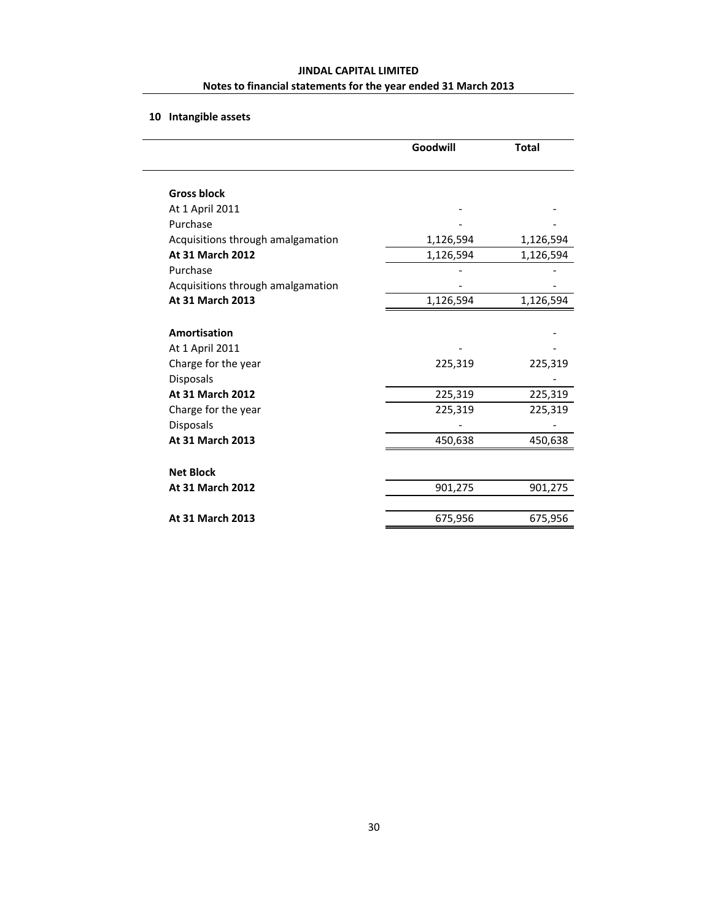**JINDAL CAPITAL LIMITED**

**Notes to financial statements for the year ended 31 March 2013**

## 10 Intangible assets

| | Goodwill | Total |
|---|---|---|
| **Gross block** | | |
| At 1 April 2011 | - | - |
| Purchase | - | - |
| Acquisitions through amalgamation | 1,126,594 | 1,126,594 |
| **At 31 March 2012** | 1,126,594 | 1,126,594 |
| Purchase | - | - |
| Acquisitions through amalgamation | - | - |
| **At 31 March 2013** | 1,126,594 | 1,126,594 |
| **Amortisation** | | - |
| At 1 April 2011 | - | - |
| Charge for the year | 225,319 | 225,319 |
| Disposals | | - |
| **At 31 March 2012** | 225,319 | 225,319 |
| Charge for the year | 225,319 | 225,319 |
| Disposals | - | - |
| **At 31 March 2013** | 450,638 | 450,638 |
| **Net Block** | | |
| **At 31 March 2012** | 901,275 | 901,275 |
| **At 31 March 2013** | 675,956 | 675,956 |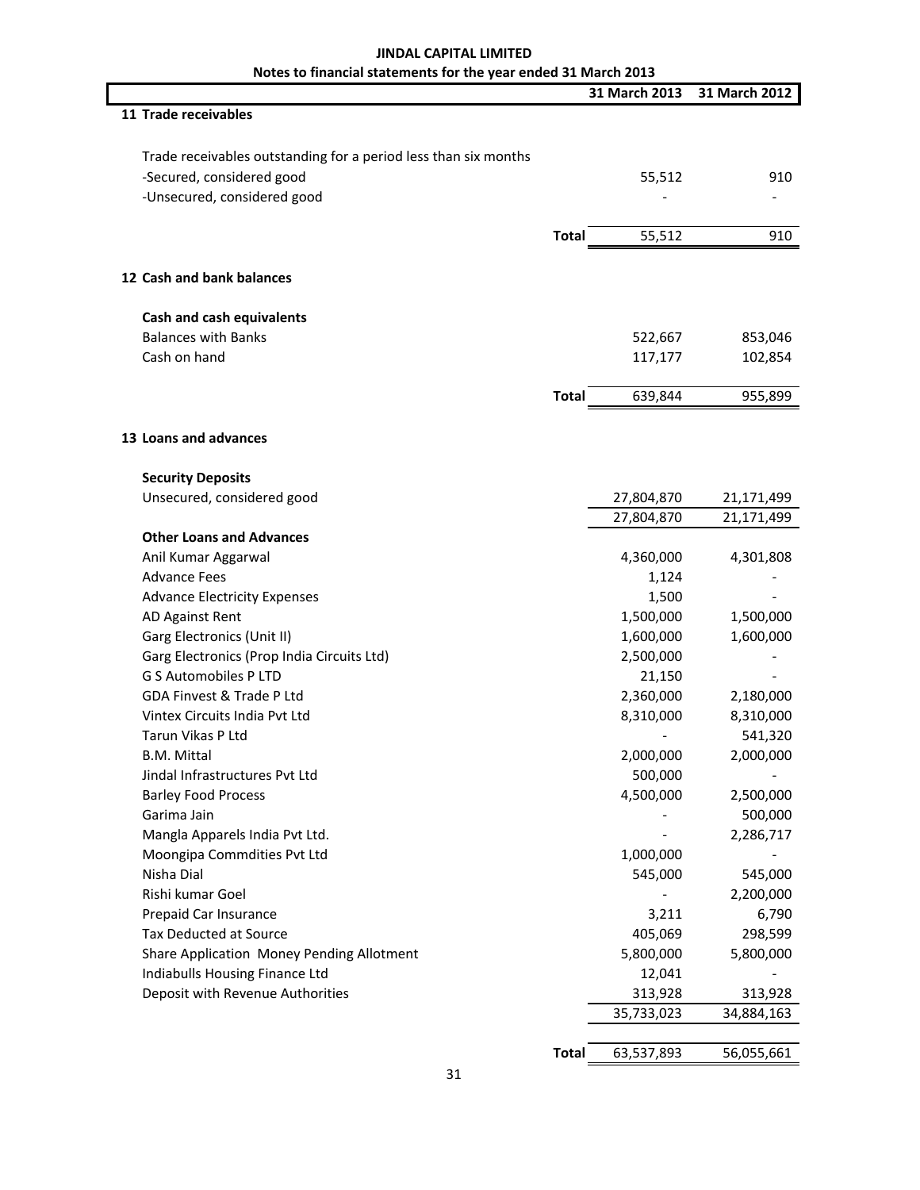**JINDAL CAPITAL LIMITED**

**Notes to financial statements for the year ended 31 March 2013**

| | | 31 March 2013 | 31 March 2012 |
|---|---|---|---|
| **11 Trade receivables** | | | |
| Trade receivables outstanding for a period less than six months | | | |
| -Secured, considered good | | 55,512 | 910 |
| -Unsecured, considered good | | - | - |
| | **Total** | 55,512 | 910 |
| **12 Cash and bank balances** | | | |
| **Cash and cash equivalents** | | | |
| Balances with Banks | | 522,667 | 853,046 |
| Cash on hand | | 117,177 | 102,854 |
| | **Total** | 639,844 | 955,899 |
| **13 Loans and advances** | | | |
| **Security Deposits** | | | |
| Unsecured, considered good | | 27,804,870 | 21,171,499 |
| | | 27,804,870 | 21,171,499 |
| **Other Loans and Advances** | | | |
| Anil Kumar Aggarwal | | 4,360,000 | 4,301,808 |
| Advance Fees | | 1,124 | - |
| Advance Electricity Expenses | | 1,500 | - |
| AD Against Rent | | 1,500,000 | 1,500,000 |
| Garg Electronics (Unit II) | | 1,600,000 | 1,600,000 |
| Garg Electronics (Prop India Circuits Ltd) | | 2,500,000 | - |
| G S Automobiles P LTD | | 21,150 | - |
| GDA Finvest & Trade P Ltd | | 2,360,000 | 2,180,000 |
| Vintex Circuits India Pvt Ltd | | 8,310,000 | 8,310,000 |
| Tarun Vikas P Ltd | | - | 541,320 |
| B.M. Mittal | | 2,000,000 | 2,000,000 |
| Jindal Infrastructures Pvt Ltd | | 500,000 | - |
| Barley Food Process | | 4,500,000 | 2,500,000 |
| Garima Jain | | - | 500,000 |
| Mangla Apparels India Pvt Ltd. | | - | 2,286,717 |
| Moongipa Commdities Pvt Ltd | | 1,000,000 | - |
| Nisha Dial | | 545,000 | 545,000 |
| Rishi kumar Goel | | - | 2,200,000 |
| Prepaid Car Insurance | | 3,211 | 6,790 |
| Tax Deducted at Source | | 405,069 | 298,599 |
| Share Application Money Pending Allotment | | 5,800,000 | 5,800,000 |
| Indiabulls Housing Finance Ltd | | 12,041 | - |
| Deposit with Revenue Authorities | | 313,928 | 313,928 |
| | | 35,733,023 | 34,884,163 |
| | **Total** | 63,537,893 | 56,055,661 |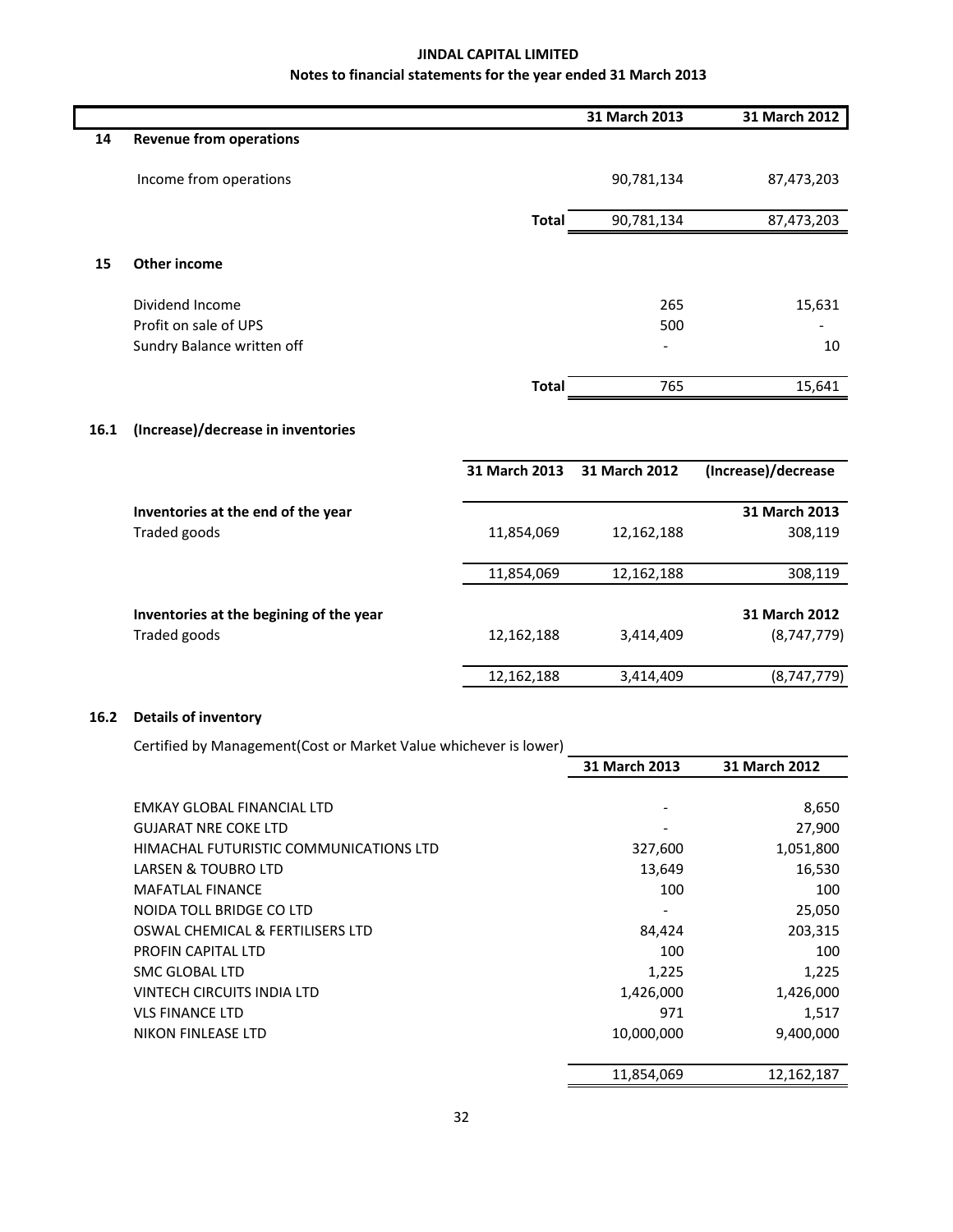# JINDAL CAPITAL LIMITED

## Notes to financial statements for the year ended 31 March 2013

| | | | 31 March 2013 | 31 March 2012 |
|---|---|---|---|---|
| **14** | **Revenue from operations** | | | |
| | Income from operations | | 90,781,134 | 87,473,203 |
| | | **Total** | 90,781,134 | 87,473,203 |
| **15** | **Other income** | | | |
| | Dividend Income | | 265 | 15,631 |
| | Profit on sale of UPS | | 500 | - |
| | Sundry Balance written off | | - | 10 |
| | | **Total** | 765 | 15,641 |

### 16.1 (Increase)/decrease in inventories

| | 31 March 2013 | 31 March 2012 | (Increase)/decrease |
|---|---|---|---|
| **Inventories at the end of the year** | | | **31 March 2013** |
| Traded goods | 11,854,069 | 12,162,188 | 308,119 |
| | 11,854,069 | 12,162,188 | 308,119 |
| **Inventories at the begining of the year** | | | **31 March 2012** |
| Traded goods | 12,162,188 | 3,414,409 | (8,747,779) |
| | 12,162,188 | 3,414,409 | (8,747,779) |

### 16.2 Details of inventory

Certified by Management(Cost or Market Value whichever is lower)

| | 31 March 2013 | 31 March 2012 |
|---|---|---|
| EMKAY GLOBAL FINANCIAL LTD | - | 8,650 |
| GUJARAT NRE COKE LTD | - | 27,900 |
| HIMACHAL FUTURISTIC COMMUNICATIONS LTD | 327,600 | 1,051,800 |
| LARSEN & TOUBRO LTD | 13,649 | 16,530 |
| MAFATLAL FINANCE | 100 | 100 |
| NOIDA TOLL BRIDGE CO LTD | - | 25,050 |
| OSWAL CHEMICAL & FERTILISERS LTD | 84,424 | 203,315 |
| PROFIN CAPITAL LTD | 100 | 100 |
| SMC GLOBAL LTD | 1,225 | 1,225 |
| VINTECH CIRCUITS INDIA LTD | 1,426,000 | 1,426,000 |
| VLS FINANCE LTD | 971 | 1,517 |
| NIKON FINLEASE LTD | 10,000,000 | 9,400,000 |
| | 11,854,069 | 12,162,187 |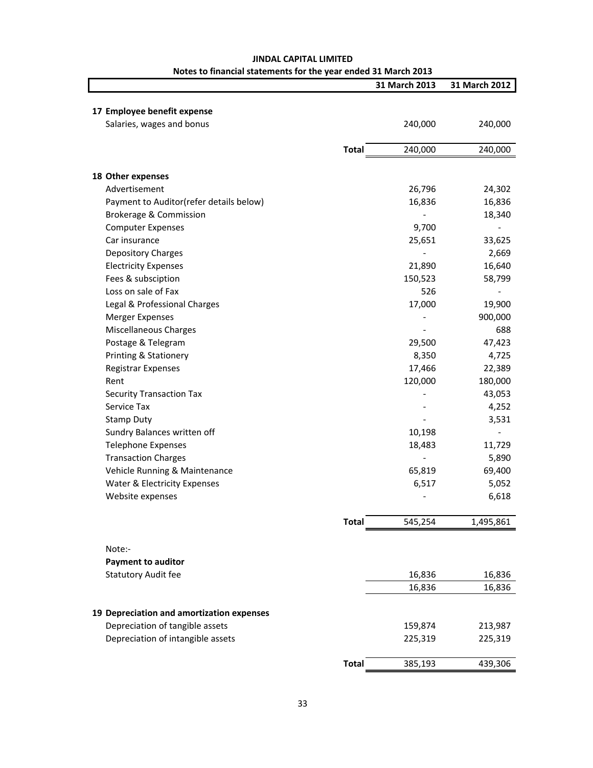**JINDAL CAPITAL LIMITED**

**Notes to financial statements for the year ended 31 March 2013**

| | | 31 March 2013 | 31 March 2012 |
|---|---|---|---|
| **17 Employee benefit expense** | | | |
| Salaries, wages and bonus | | 240,000 | 240,000 |
| | **Total** | 240,000 | 240,000 |
| **18 Other expenses** | | | |
| Advertisement | | 26,796 | 24,302 |
| Payment to Auditor(refer details below) | | 16,836 | 16,836 |
| Brokerage & Commission | | - | 18,340 |
| Computer Expenses | | 9,700 | - |
| Car insurance | | 25,651 | 33,625 |
| Depository Charges | | - | 2,669 |
| Electricity Expenses | | 21,890 | 16,640 |
| Fees & subsciption | | 150,523 | 58,799 |
| Loss on sale of Fax | | 526 | - |
| Legal & Professional Charges | | 17,000 | 19,900 |
| Merger Expenses | | - | 900,000 |
| Miscellaneous Charges | | - | 688 |
| Postage & Telegram | | 29,500 | 47,423 |
| Printing & Stationery | | 8,350 | 4,725 |
| Registrar Expenses | | 17,466 | 22,389 |
| Rent | | 120,000 | 180,000 |
| Security Transaction Tax | | - | 43,053 |
| Service Tax | | - | 4,252 |
| Stamp Duty | | - | 3,531 |
| Sundry Balances written off | | 10,198 | - |
| Telephone Expenses | | 18,483 | 11,729 |
| Transaction Charges | | - | 5,890 |
| Vehicle Running & Maintenance | | 65,819 | 69,400 |
| Water & Electricity Expenses | | 6,517 | 5,052 |
| Website expenses | | - | 6,618 |
| | **Total** | 545,254 | 1,495,861 |
| Note:- | | | |
| **Payment to auditor** | | | |
| Statutory Audit fee | | 16,836 | 16,836 |
| | | 16,836 | 16,836 |
| **19 Depreciation and amortization expenses** | | | |
| Depreciation of tangible assets | | 159,874 | 213,987 |
| Depreciation of intangible assets | | 225,319 | 225,319 |
| | **Total** | 385,193 | 439,306 |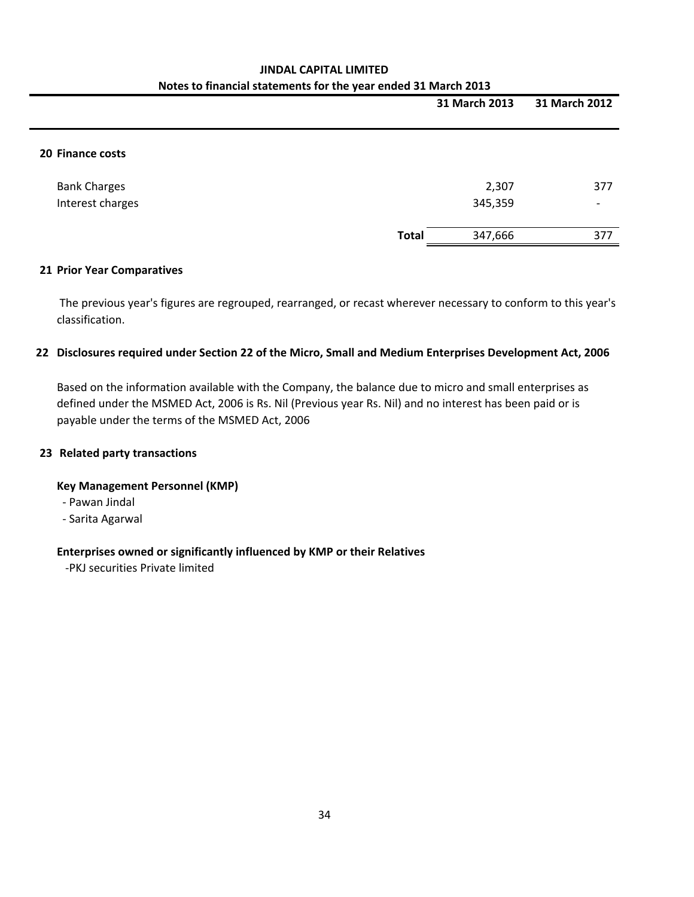**JINDAL CAPITAL LIMITED**

**Notes to financial statements for the year ended 31 March 2013**

| | 31 March 2013 | 31 March 2012 |
|---|---|---|
| **20 Finance costs** | | |
| Bank Charges | 2,307 | 377 |
| Interest charges | 345,359 | - |
| **Total** | 347,666 | 377 |

**21 Prior Year Comparatives**

The previous year's figures are regrouped, rearranged, or recast wherever necessary to conform to this year's classification.

**22 Disclosures required under Section 22 of the Micro, Small and Medium Enterprises Development Act, 2006**

Based on the information available with the Company, the balance due to micro and small enterprises as defined under the MSMED Act, 2006 is Rs. Nil (Previous year Rs. Nil) and no interest has been paid or is payable under the terms of the MSMED Act, 2006

**23 Related party transactions**

**Key Management Personnel (KMP)**

- Pawan Jindal
- Sarita Agarwal

**Enterprises owned or significantly influenced by KMP or their Relatives**

-PKJ securities Private limited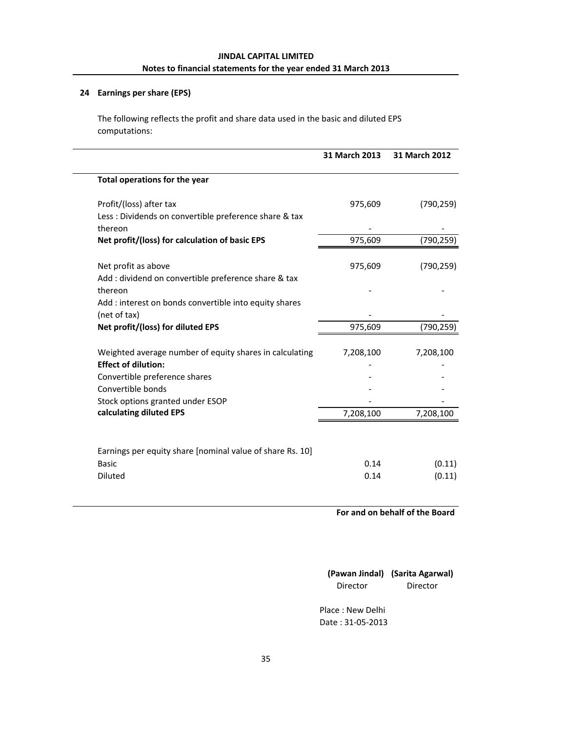**JINDAL CAPITAL LIMITED**

**Notes to financial statements for the year ended 31 March 2013**

## 24 Earnings per share (EPS)

The following reflects the profit and share data used in the basic and diluted EPS computations:

| | 31 March 2013 | 31 March 2012 |
|---|---|---|
| **Total operations for the year** | | |
| Profit/(loss) after tax | 975,609 | (790,259) |
| Less : Dividends on convertible preference share & tax thereon | - | - |
| **Net profit/(loss) for calculation of basic EPS** | 975,609 | (790,259) |
| Net profit as above | 975,609 | (790,259) |
| Add : dividend on convertible preference share & tax thereon | - | - |
| Add : interest on bonds convertible into equity shares (net of tax) | - | - |
| **Net profit/(loss) for diluted EPS** | 975,609 | (790,259) |
| Weighted average number of equity shares in calculating | 7,208,100 | 7,208,100 |
| **Effect of dilution:** | - | - |
| Convertible preference shares | - | - |
| Convertible bonds | - | - |
| Stock options granted under ESOP | - | - |
| **calculating diluted EPS** | 7,208,100 | 7,208,100 |
| Earnings per equity share [nominal value of share Rs. 10] | | |
| Basic | 0.14 | (0.11) |
| Diluted | 0.14 | (0.11) |

**For and on behalf of the Board**

**(Pawan Jindal)** Director

**(Sarita Agarwal)** Director

Place : New Delhi
Date : 31-05-2013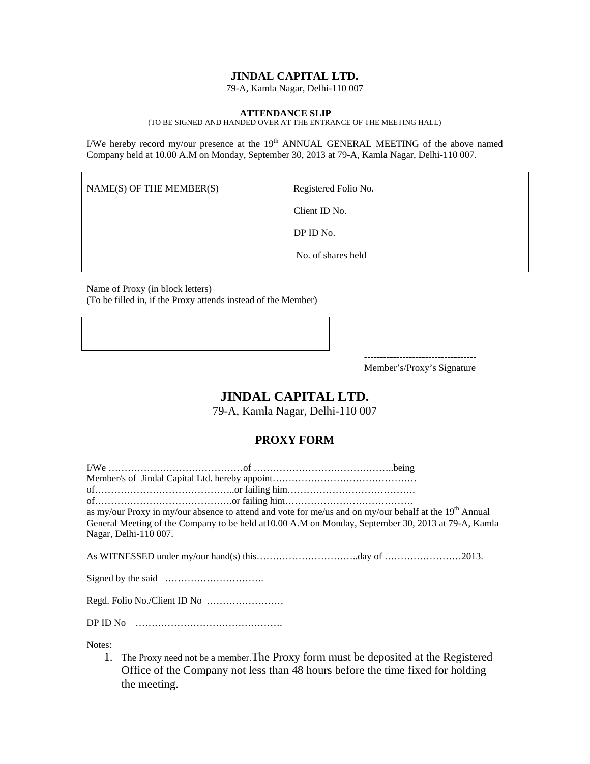# JINDAL CAPITAL LTD.

79-A, Kamla Nagar, Delhi-110 007

### ATTENDANCE SLIP

(TO BE SIGNED AND HANDED OVER AT THE ENTRANCE OF THE MEETING HALL)

I/We hereby record my/our presence at the 19th ANNUAL GENERAL MEETING of the above named Company held at 10.00 A.M on Monday, September 30, 2013 at 79-A, Kamla Nagar, Delhi-110 007.

| NAME(S) OF THE MEMBER(S) | Registered Folio No. |
|---|---|
| | Client ID No. |
| | DP ID No. |
| | No. of shares held |

Name of Proxy (in block letters)
(To be filled in, if the Proxy attends instead of the Member)

-----------------------------------
Member's/Proxy's Signature

# JINDAL CAPITAL LTD.

79-A, Kamla Nagar, Delhi-110 007

## PROXY FORM

I/We ……………………………………of ……………………………………..being Member/s of Jindal Capital Ltd. hereby appoint……………………………………… of……………………………………..or failing him…………………………………. of…………………………………….or failing him…………………………………. as my/our Proxy in my/our absence to attend and vote for me/us and on my/our behalf at the 19th Annual General Meeting of the Company to be held at10.00 A.M on Monday, September 30, 2013 at 79-A, Kamla Nagar, Delhi-110 007.

As WITNESSED under my/our hand(s) this…………………………..day of ……………………2013.

Signed by the said ………………………….

Regd. Folio No./Client ID No ……………………

DP ID No ……………………………………….

Notes:

1. The Proxy need not be a member.The Proxy form must be deposited at the Registered Office of the Company not less than 48 hours before the time fixed for holding the meeting.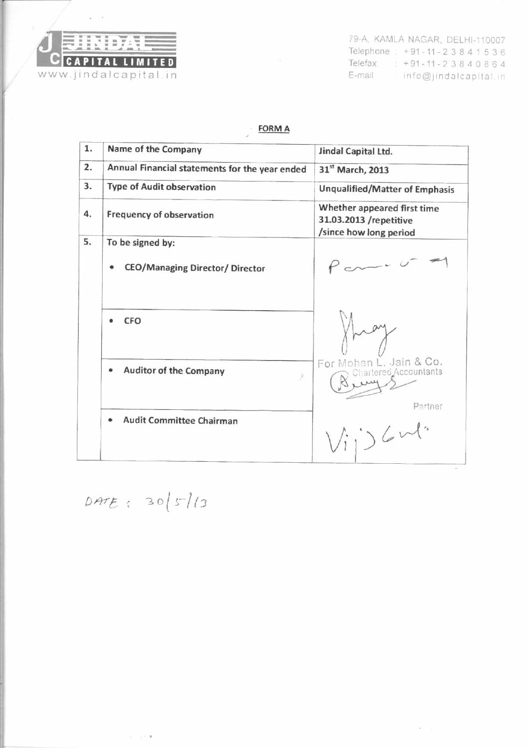JINDAL CAPITAL LIMITED
www.jindalcapital.in

79-A, KAMLA NAGAR, DELHI-110007
Telephone : +91-11-23841536
Telefax : +91-11-23840864
E-mail : info@jindalcapital.in

## FORM A

| | | |
|---|---|---|
| 1. | Name of the Company | Jindal Capital Ltd. |
| 2. | Annual Financial statements for the year ended | 31st March, 2013 |
| 3. | Type of Audit observation | Unqualified/Matter of Emphasis |
| 4. | Frequency of observation | Whether appeared first time 31.03.2013 /repetitive /since how long period |
| 5. | To be signed by: | |
| | • CEO/Managing Director/ Director | |
| | • CFO | |
| | • Auditor of the Company | For Mohan L. Jain & Co. Chartered Accountants Partner |
| | • Audit Committee Chairman | |

DATE : 30/5/13